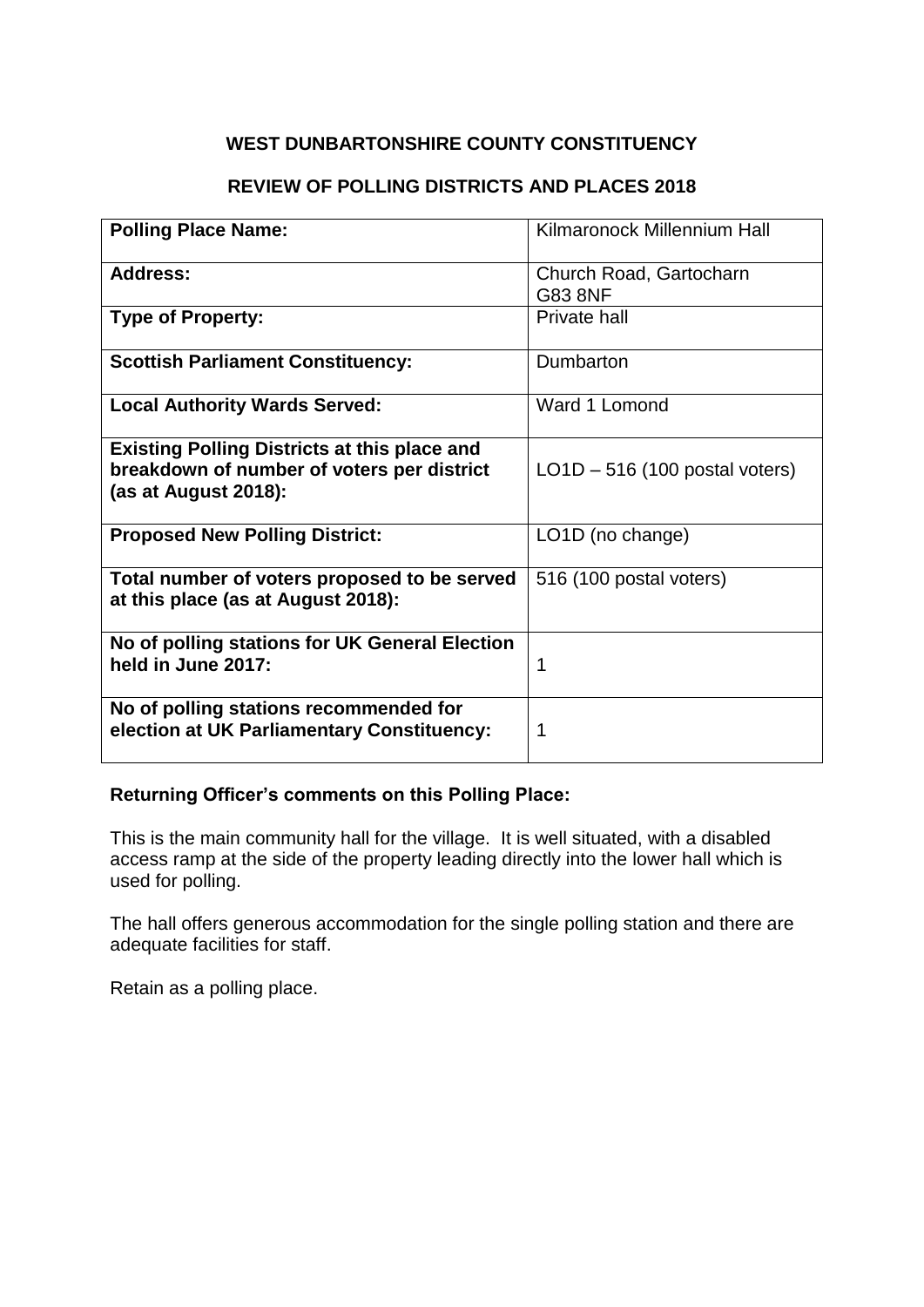# WEST DUNBARTONSHIRE COUNTY CONSTITUENCY

## REVIEW OF POLLING DISTRICTS AND PLACES 2018

| | |
|---|---|
| **Polling Place Name:** | Kilmaronock Millennium Hall |
| **Address:** | Church Road, Gartocharn<br>G83 8NF |
| **Type of Property:** | Private hall |
| **Scottish Parliament Constituency:** | Dumbarton |
| **Local Authority Wards Served:** | Ward 1 Lomond |
| **Existing Polling Districts at this place and breakdown of number of voters per district (as at August 2018):** | LO1D – 516 (100 postal voters) |
| **Proposed New Polling District:** | LO1D (no change) |
| **Total number of voters proposed to be served at this place (as at August 2018):** | 516 (100 postal voters) |
| **No of polling stations for UK General Election held in June 2017:** | 1 |
| **No of polling stations recommended for election at UK Parliamentary Constituency:** | 1 |

**Returning Officer's comments on this Polling Place:**

This is the main community hall for the village. It is well situated, with a disabled access ramp at the side of the property leading directly into the lower hall which is used for polling.

The hall offers generous accommodation for the single polling station and there are adequate facilities for staff.

Retain as a polling place.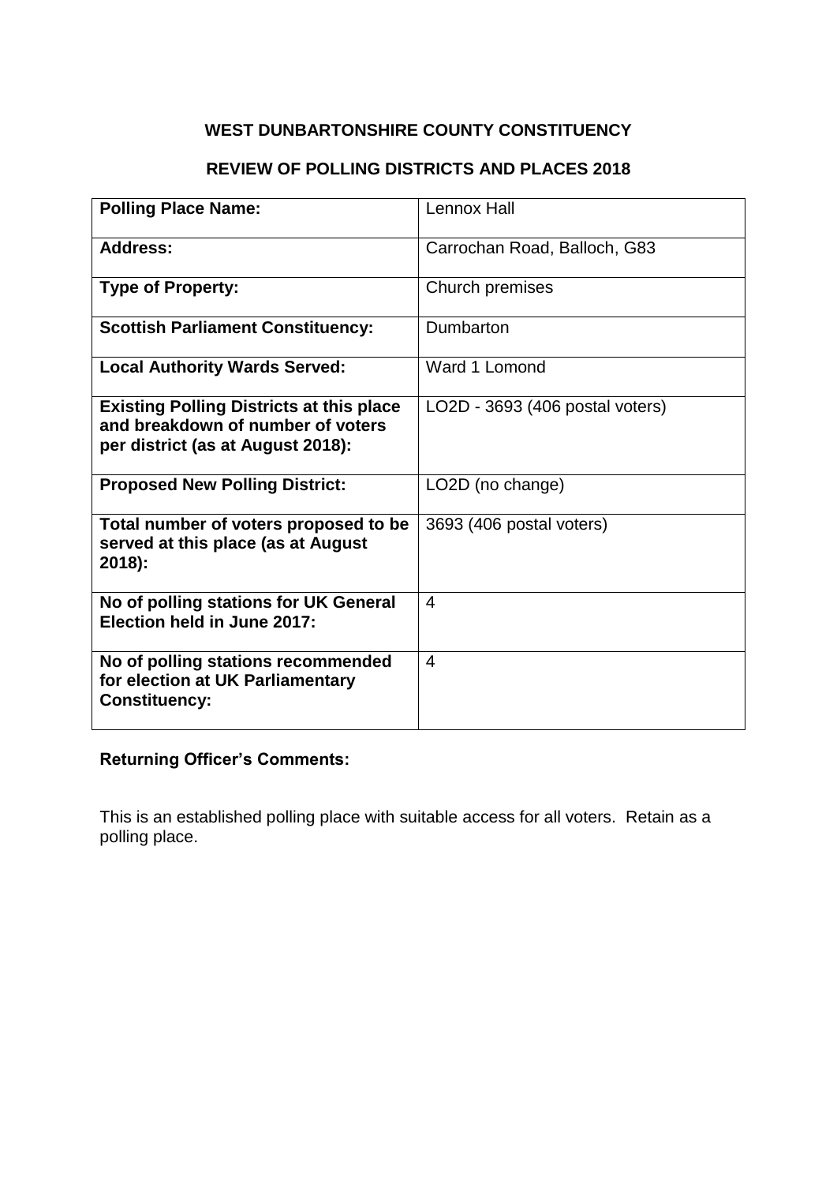# WEST DUNBARTONSHIRE COUNTY CONSTITUENCY

## REVIEW OF POLLING DISTRICTS AND PLACES 2018

| | |
|---|---|
| **Polling Place Name:** | Lennox Hall |
| **Address:** | Carrochan Road, Balloch, G83 |
| **Type of Property:** | Church premises |
| **Scottish Parliament Constituency:** | Dumbarton |
| **Local Authority Wards Served:** | Ward 1 Lomond |
| **Existing Polling Districts at this place and breakdown of number of voters per district (as at August 2018):** | LO2D - 3693 (406 postal voters) |
| **Proposed New Polling District:** | LO2D (no change) |
| **Total number of voters proposed to be served at this place (as at August 2018):** | 3693 (406 postal voters) |
| **No of polling stations for UK General Election held in June 2017:** | 4 |
| **No of polling stations recommended for election at UK Parliamentary Constituency:** | 4 |

### Returning Officer's Comments:

This is an established polling place with suitable access for all voters. Retain as a polling place.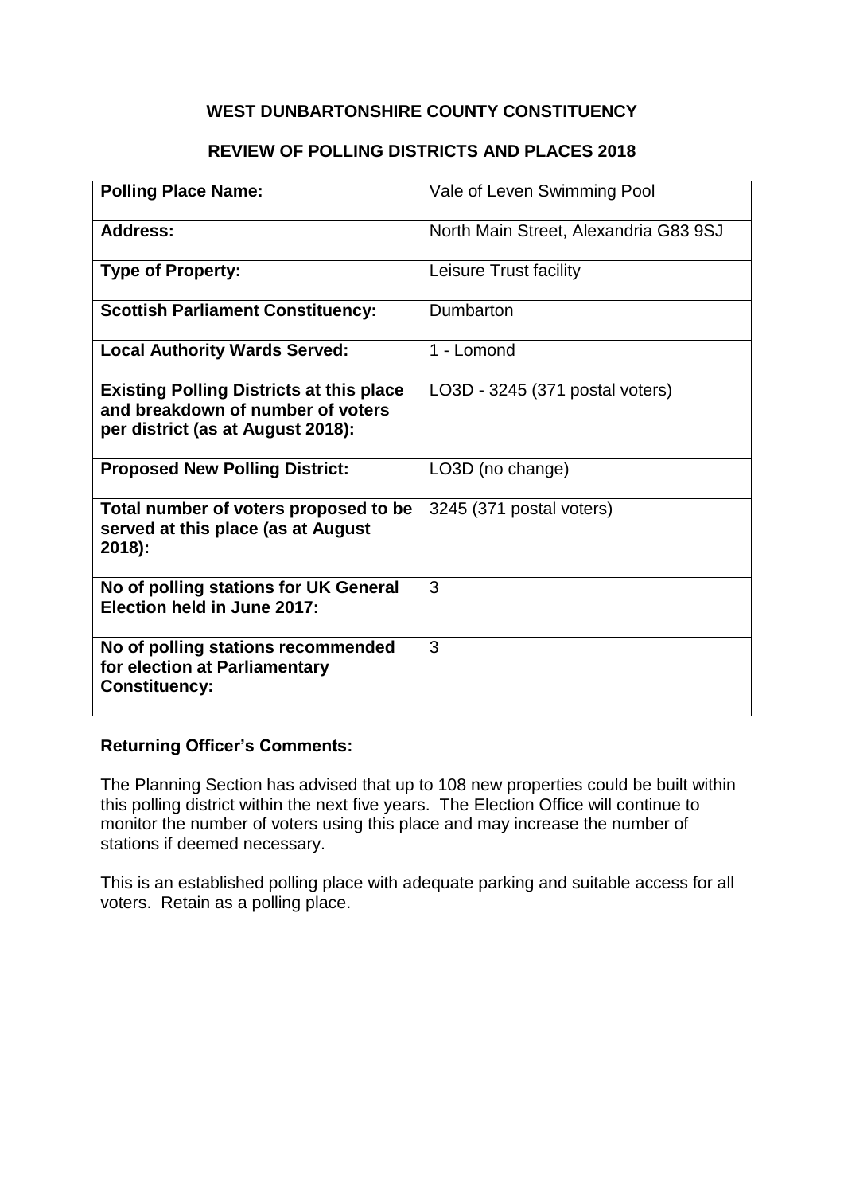**WEST DUNBARTONSHIRE COUNTY CONSTITUENCY**

**REVIEW OF POLLING DISTRICTS AND PLACES 2018**

| **Polling Place Name:** | Vale of Leven Swimming Pool |
|---|---|
| **Address:** | North Main Street, Alexandria G83 9SJ |
| **Type of Property:** | Leisure Trust facility |
| **Scottish Parliament Constituency:** | Dumbarton |
| **Local Authority Wards Served:** | 1 - Lomond |
| **Existing Polling Districts at this place and breakdown of number of voters per district (as at August 2018):** | LO3D - 3245 (371 postal voters) |
| **Proposed New Polling District:** | LO3D (no change) |
| **Total number of voters proposed to be served at this place (as at August 2018):** | 3245 (371 postal voters) |
| **No of polling stations for UK General Election held in June 2017:** | 3 |
| **No of polling stations recommended for election at Parliamentary Constituency:** | 3 |

**Returning Officer's Comments:**

The Planning Section has advised that up to 108 new properties could be built within this polling district within the next five years. The Election Office will continue to monitor the number of voters using this place and may increase the number of stations if deemed necessary.

This is an established polling place with adequate parking and suitable access for all voters. Retain as a polling place.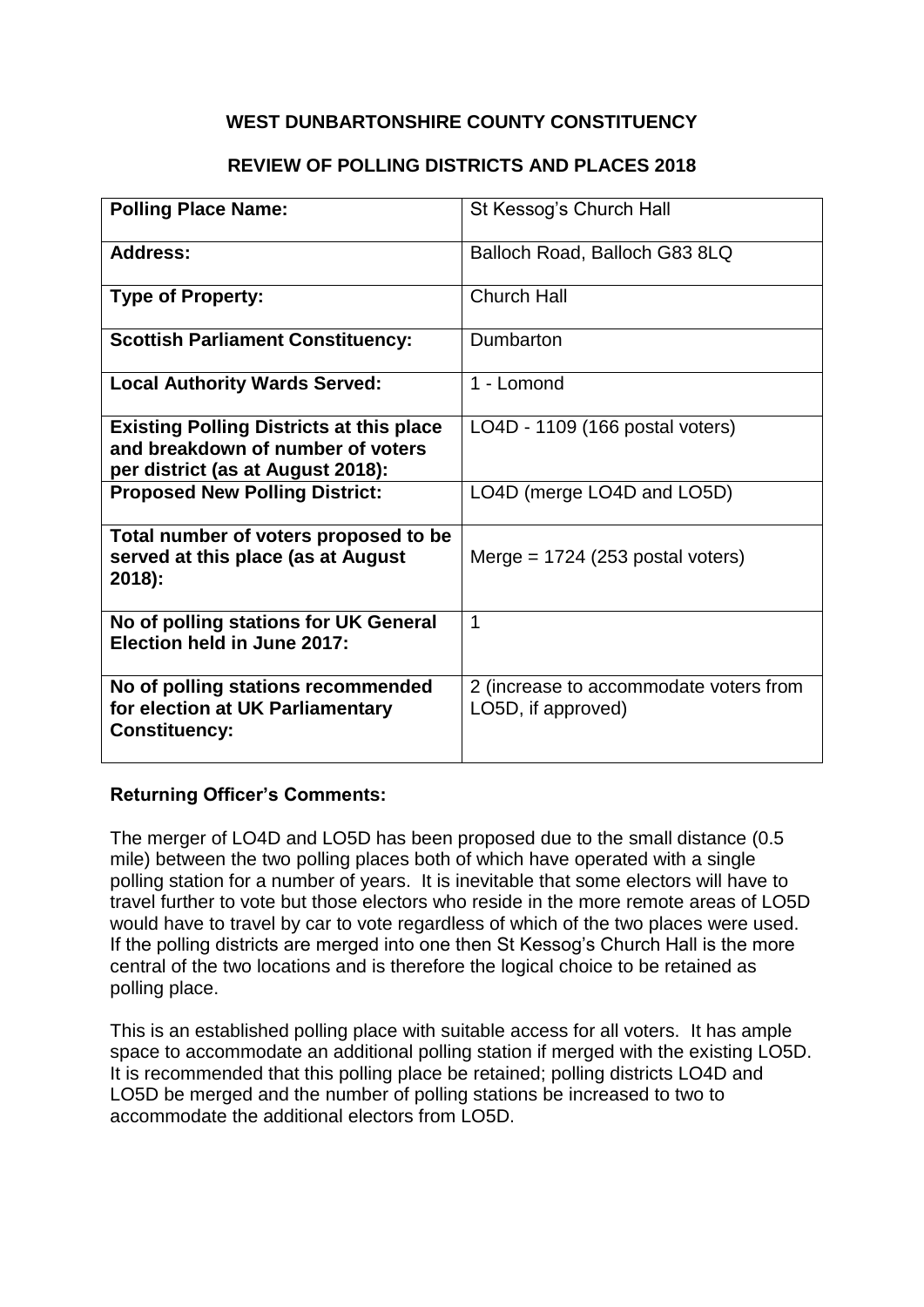**WEST DUNBARTONSHIRE COUNTY CONSTITUENCY**

**REVIEW OF POLLING DISTRICTS AND PLACES 2018**

| **Polling Place Name:** | St Kessog's Church Hall |
|---|---|
| **Address:** | Balloch Road, Balloch G83 8LQ |
| **Type of Property:** | Church Hall |
| **Scottish Parliament Constituency:** | Dumbarton |
| **Local Authority Wards Served:** | 1 - Lomond |
| **Existing Polling Districts at this place and breakdown of number of voters per district (as at August 2018):** | LO4D - 1109 (166 postal voters) |
| **Proposed New Polling District:** | LO4D (merge LO4D and LO5D) |
| **Total number of voters proposed to be served at this place (as at August 2018):** | Merge = 1724 (253 postal voters) |
| **No of polling stations for UK General Election held in June 2017:** | 1 |
| **No of polling stations recommended for election at UK Parliamentary Constituency:** | 2 (increase to accommodate voters from LO5D, if approved) |

**Returning Officer's Comments:**

The merger of LO4D and LO5D has been proposed due to the small distance (0.5 mile) between the two polling places both of which have operated with a single polling station for a number of years. It is inevitable that some electors will have to travel further to vote but those electors who reside in the more remote areas of LO5D would have to travel by car to vote regardless of which of the two places were used. If the polling districts are merged into one then St Kessog's Church Hall is the more central of the two locations and is therefore the logical choice to be retained as polling place.

This is an established polling place with suitable access for all voters. It has ample space to accommodate an additional polling station if merged with the existing LO5D. It is recommended that this polling place be retained; polling districts LO4D and LO5D be merged and the number of polling stations be increased to two to accommodate the additional electors from LO5D.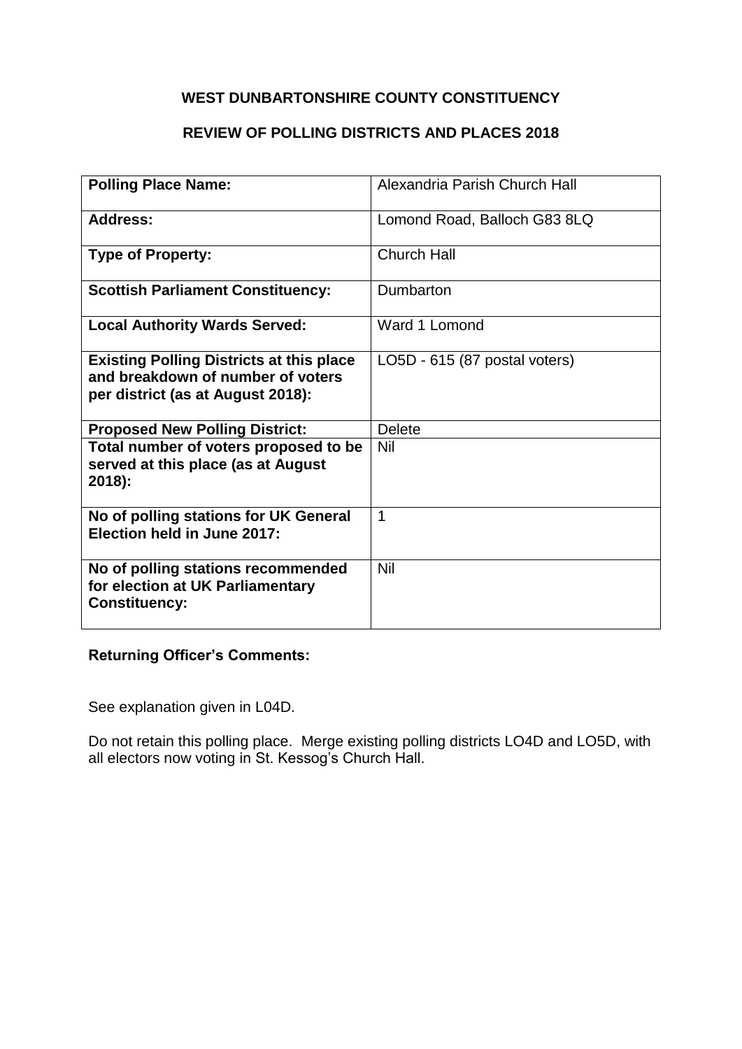## WEST DUNBARTONSHIRE COUNTY CONSTITUENCY

## REVIEW OF POLLING DISTRICTS AND PLACES 2018

| **Polling Place Name:** | Alexandria Parish Church Hall |
|---|---|
| **Address:** | Lomond Road, Balloch G83 8LQ |
| **Type of Property:** | Church Hall |
| **Scottish Parliament Constituency:** | Dumbarton |
| **Local Authority Wards Served:** | Ward 1 Lomond |
| **Existing Polling Districts at this place and breakdown of number of voters per district (as at August 2018):** | LO5D - 615 (87 postal voters) |
| **Proposed New Polling District:** | Delete |
| **Total number of voters proposed to be served at this place (as at August 2018):** | Nil |
| **No of polling stations for UK General Election held in June 2017:** | 1 |
| **No of polling stations recommended for election at UK Parliamentary Constituency:** | Nil |

**Returning Officer's Comments:**

See explanation given in L04D.

Do not retain this polling place. Merge existing polling districts LO4D and LO5D, with all electors now voting in St. Kessog's Church Hall.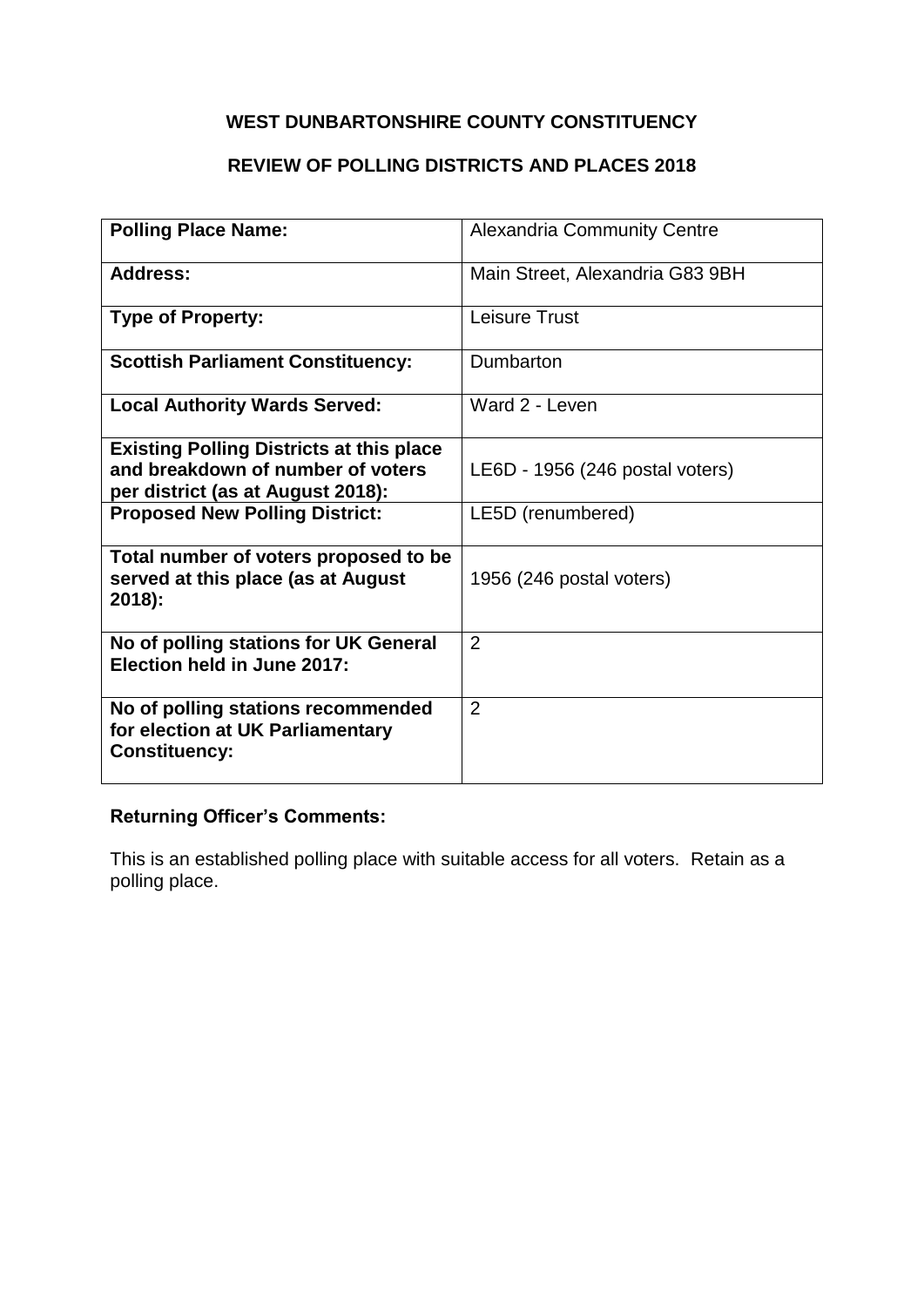**WEST DUNBARTONSHIRE COUNTY CONSTITUENCY**

**REVIEW OF POLLING DISTRICTS AND PLACES 2018**

| **Polling Place Name:** | Alexandria Community Centre |
|---|---|
| **Address:** | Main Street, Alexandria G83 9BH |
| **Type of Property:** | Leisure Trust |
| **Scottish Parliament Constituency:** | Dumbarton |
| **Local Authority Wards Served:** | Ward 2 - Leven |
| **Existing Polling Districts at this place and breakdown of number of voters per district (as at August 2018):** | LE6D - 1956 (246 postal voters) |
| **Proposed New Polling District:** | LE5D (renumbered) |
| **Total number of voters proposed to be served at this place (as at August 2018):** | 1956 (246 postal voters) |
| **No of polling stations for UK General Election held in June 2017:** | 2 |
| **No of polling stations recommended for election at UK Parliamentary Constituency:** | 2 |

**Returning Officer's Comments:**

This is an established polling place with suitable access for all voters. Retain as a polling place.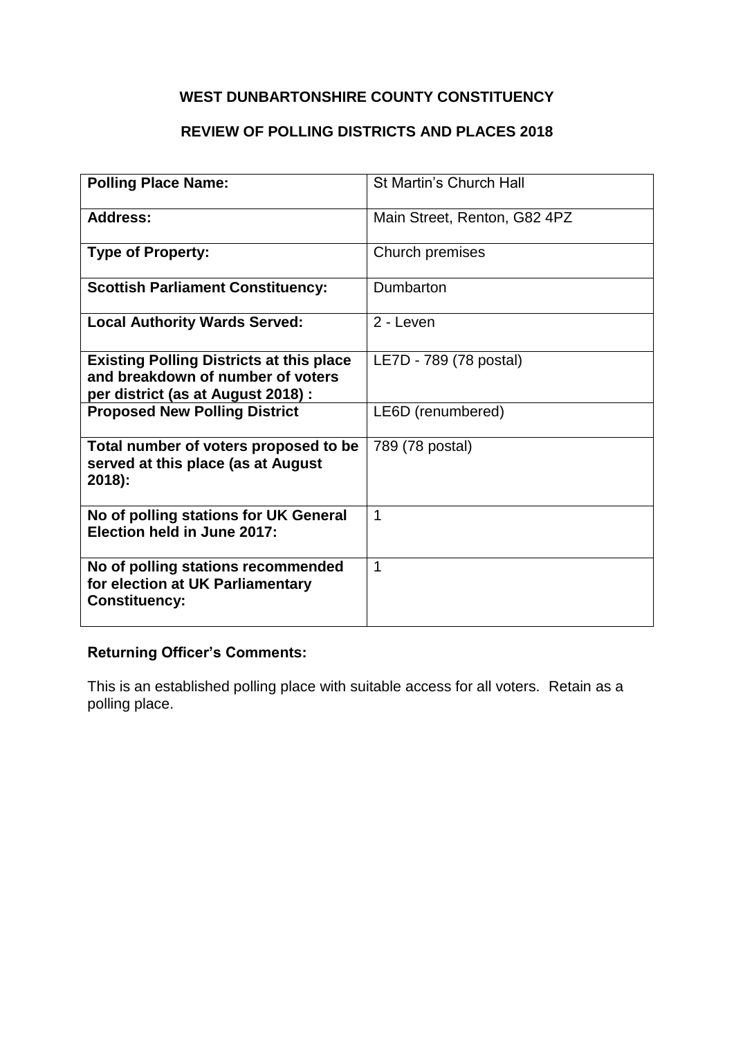**WEST DUNBARTONSHIRE COUNTY CONSTITUENCY**

**REVIEW OF POLLING DISTRICTS AND PLACES 2018**

| | |
|---|---|
| **Polling Place Name:** | St Martin's Church Hall |
| **Address:** | Main Street, Renton, G82 4PZ |
| **Type of Property:** | Church premises |
| **Scottish Parliament Constituency:** | Dumbarton |
| **Local Authority Wards Served:** | 2 - Leven |
| **Existing Polling Districts at this place and breakdown of number of voters per district (as at August 2018) :** | LE7D - 789 (78 postal) |
| **Proposed New Polling District** | LE6D (renumbered) |
| **Total number of voters proposed to be served at this place (as at August 2018):** | 789 (78 postal) |
| **No of polling stations for UK General Election held in June 2017:** | 1 |
| **No of polling stations recommended for election at UK Parliamentary Constituency:** | 1 |

**Returning Officer's Comments:**

This is an established polling place with suitable access for all voters. Retain as a polling place.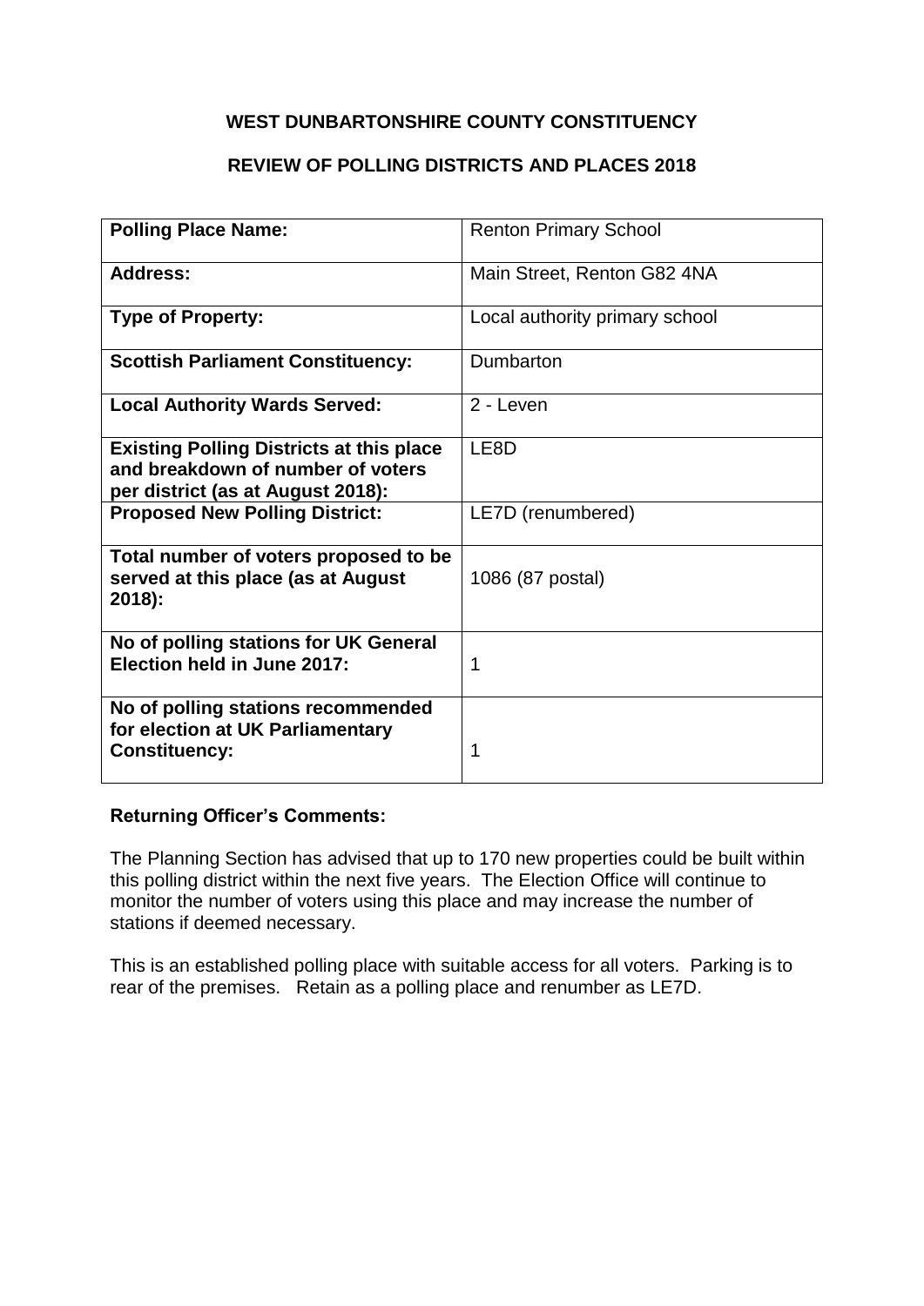**WEST DUNBARTONSHIRE COUNTY CONSTITUENCY**

**REVIEW OF POLLING DISTRICTS AND PLACES 2018**

| **Polling Place Name:** | Renton Primary School |
|---|---|
| **Address:** | Main Street, Renton G82 4NA |
| **Type of Property:** | Local authority primary school |
| **Scottish Parliament Constituency:** | Dumbarton |
| **Local Authority Wards Served:** | 2 - Leven |
| **Existing Polling Districts at this place and breakdown of number of voters per district (as at August 2018):** | LE8D |
| **Proposed New Polling District:** | LE7D (renumbered) |
| **Total number of voters proposed to be served at this place (as at August 2018):** | 1086 (87 postal) |
| **No of polling stations for UK General Election held in June 2017:** | 1 |
| **No of polling stations recommended for election at UK Parliamentary Constituency:** | 1 |

**Returning Officer's Comments:**

The Planning Section has advised that up to 170 new properties could be built within this polling district within the next five years. The Election Office will continue to monitor the number of voters using this place and may increase the number of stations if deemed necessary.

This is an established polling place with suitable access for all voters. Parking is to rear of the premises. Retain as a polling place and renumber as LE7D.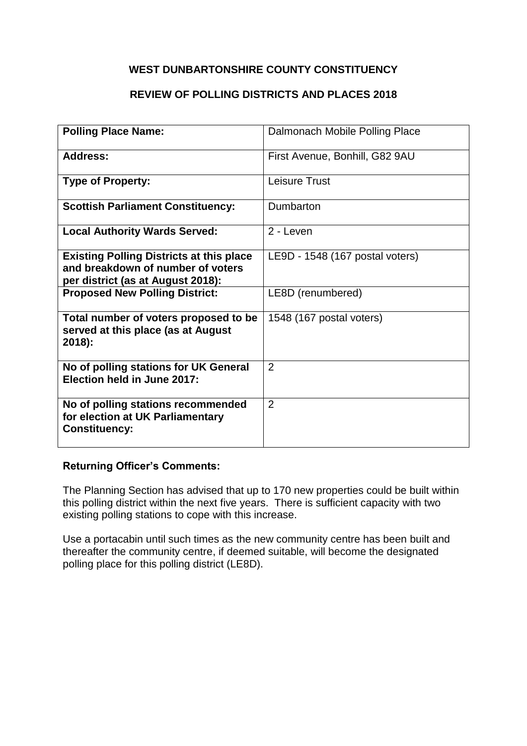**WEST DUNBARTONSHIRE COUNTY CONSTITUENCY**

**REVIEW OF POLLING DISTRICTS AND PLACES 2018**

| **Polling Place Name:** | Dalmonach Mobile Polling Place |
|---|---|
| **Address:** | First Avenue, Bonhill, G82 9AU |
| **Type of Property:** | Leisure Trust |
| **Scottish Parliament Constituency:** | Dumbarton |
| **Local Authority Wards Served:** | 2 - Leven |
| **Existing Polling Districts at this place and breakdown of number of voters per district (as at August 2018):** | LE9D - 1548 (167 postal voters) |
| **Proposed New Polling District:** | LE8D (renumbered) |
| **Total number of voters proposed to be served at this place (as at August 2018):** | 1548 (167 postal voters) |
| **No of polling stations for UK General Election held in June 2017:** | 2 |
| **No of polling stations recommended for election at UK Parliamentary Constituency:** | 2 |

**Returning Officer's Comments:**

The Planning Section has advised that up to 170 new properties could be built within this polling district within the next five years. There is sufficient capacity with two existing polling stations to cope with this increase.

Use a portacabin until such times as the new community centre has been built and thereafter the community centre, if deemed suitable, will become the designated polling place for this polling district (LE8D).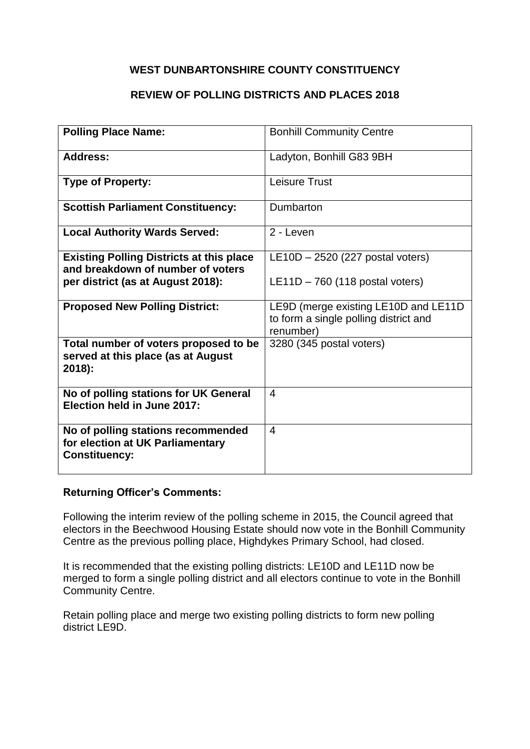**WEST DUNBARTONSHIRE COUNTY CONSTITUENCY**

**REVIEW OF POLLING DISTRICTS AND PLACES 2018**

| **Polling Place Name:** | Bonhill Community Centre |
|---|---|
| **Address:** | Ladyton, Bonhill G83 9BH |
| **Type of Property:** | Leisure Trust |
| **Scottish Parliament Constituency:** | Dumbarton |
| **Local Authority Wards Served:** | 2 - Leven |
| **Existing Polling Districts at this place and breakdown of number of voters per district (as at August 2018):** | LE10D – 2520 (227 postal voters)<br><br>LE11D – 760 (118 postal voters) |
| **Proposed New Polling District:** | LE9D (merge existing LE10D and LE11D to form a single polling district and renumber) |
| **Total number of voters proposed to be served at this place (as at August 2018):** | 3280 (345 postal voters) |
| **No of polling stations for UK General Election held in June 2017:** | 4 |
| **No of polling stations recommended for election at UK Parliamentary Constituency:** | 4 |

**Returning Officer's Comments:**

Following the interim review of the polling scheme in 2015, the Council agreed that electors in the Beechwood Housing Estate should now vote in the Bonhill Community Centre as the previous polling place, Highdykes Primary School, had closed.

It is recommended that the existing polling districts: LE10D and LE11D now be merged to form a single polling district and all electors continue to vote in the Bonhill Community Centre.

Retain polling place and merge two existing polling districts to form new polling district LE9D.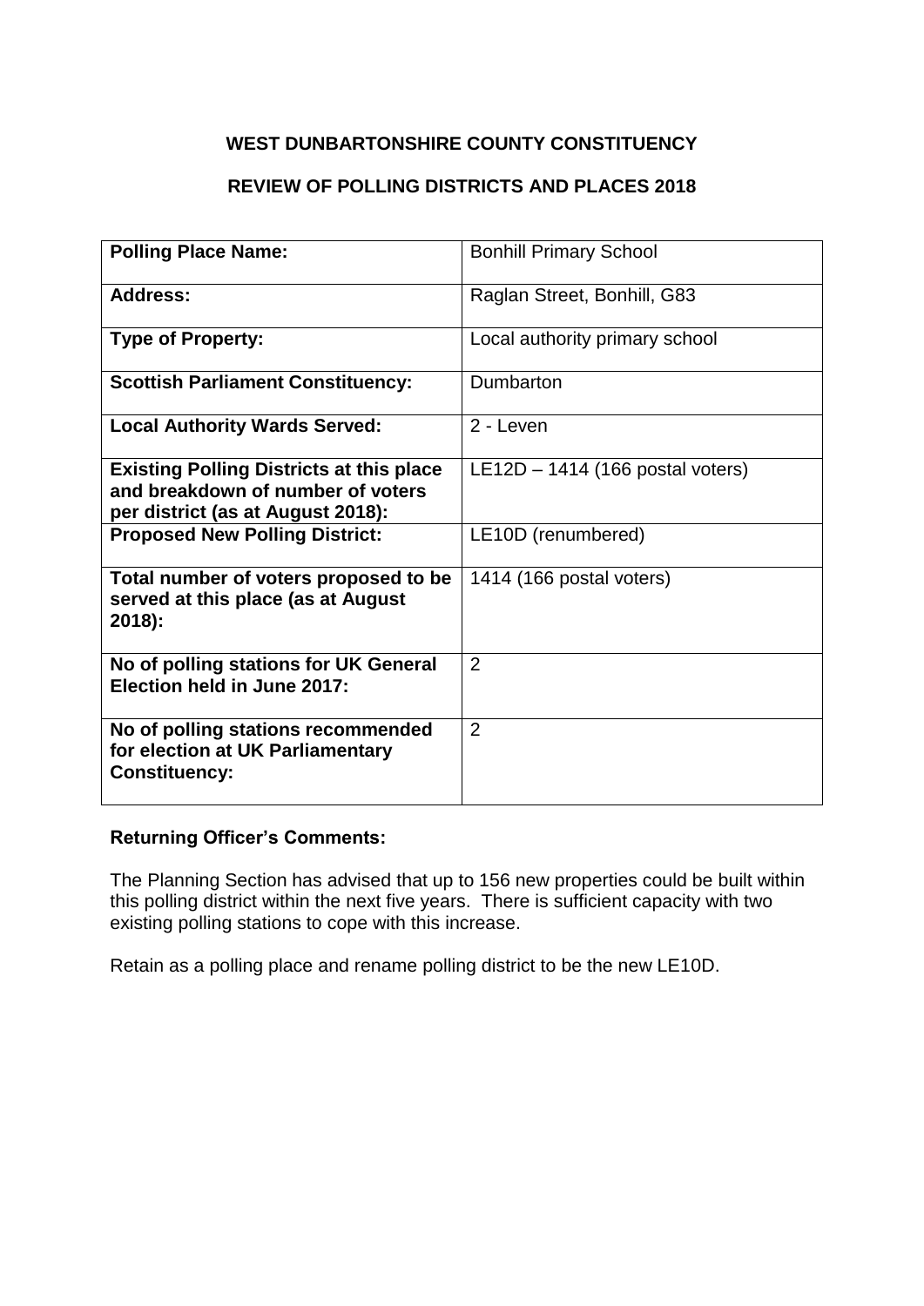**WEST DUNBARTONSHIRE COUNTY CONSTITUENCY**

**REVIEW OF POLLING DISTRICTS AND PLACES 2018**

| **Polling Place Name:** | Bonhill Primary School |
|---|---|
| **Address:** | Raglan Street, Bonhill, G83 |
| **Type of Property:** | Local authority primary school |
| **Scottish Parliament Constituency:** | Dumbarton |
| **Local Authority Wards Served:** | 2 - Leven |
| **Existing Polling Districts at this place and breakdown of number of voters per district (as at August 2018):** | LE12D – 1414 (166 postal voters) |
| **Proposed New Polling District:** | LE10D (renumbered) |
| **Total number of voters proposed to be served at this place (as at August 2018):** | 1414 (166 postal voters) |
| **No of polling stations for UK General Election held in June 2017:** | 2 |
| **No of polling stations recommended for election at UK Parliamentary Constituency:** | 2 |

**Returning Officer's Comments:**

The Planning Section has advised that up to 156 new properties could be built within this polling district within the next five years. There is sufficient capacity with two existing polling stations to cope with this increase.

Retain as a polling place and rename polling district to be the new LE10D.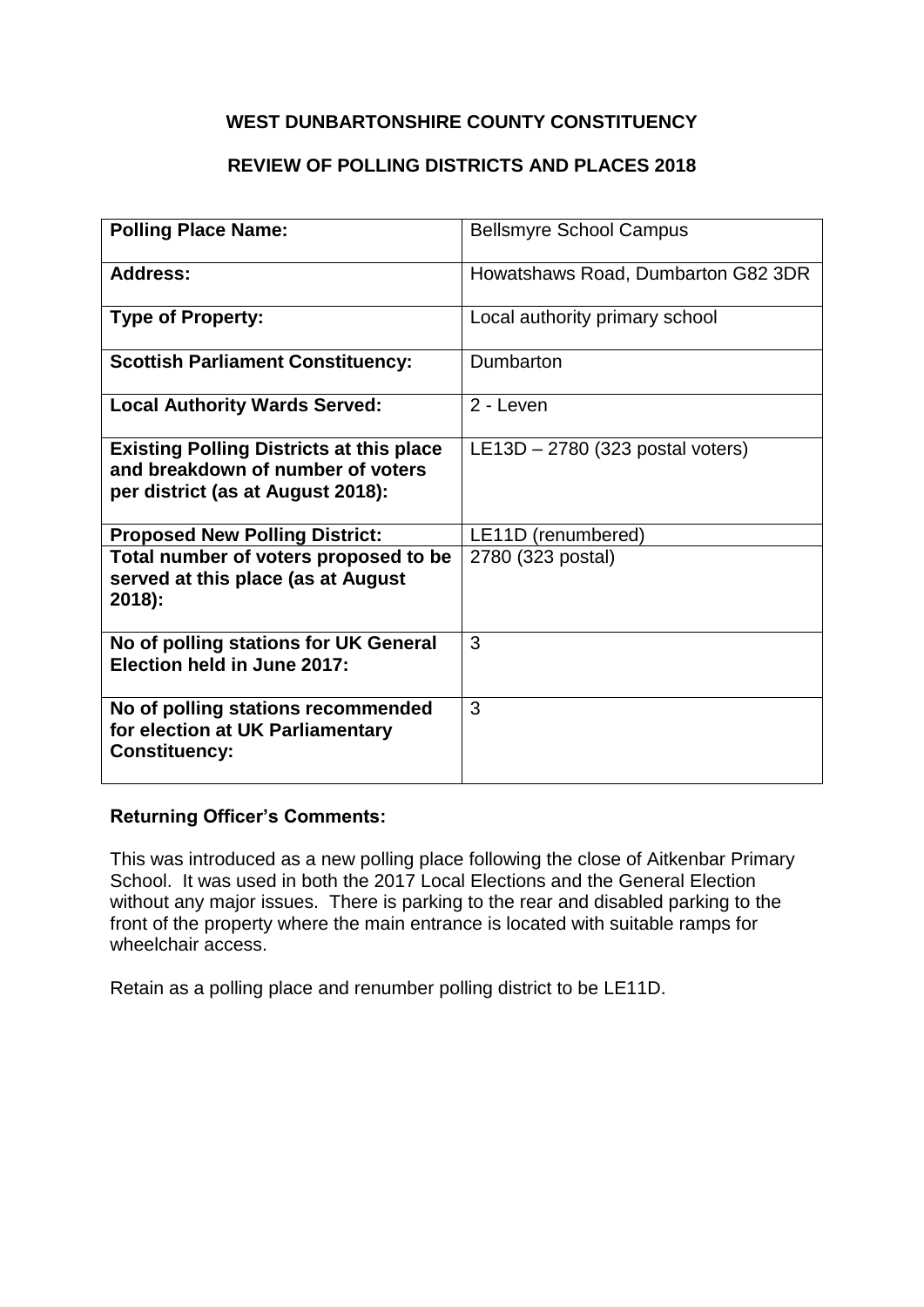**WEST DUNBARTONSHIRE COUNTY CONSTITUENCY**

**REVIEW OF POLLING DISTRICTS AND PLACES 2018**

| **Polling Place Name:** | Bellsmyre School Campus |
|---|---|
| **Address:** | Howatshaws Road, Dumbarton G82 3DR |
| **Type of Property:** | Local authority primary school |
| **Scottish Parliament Constituency:** | Dumbarton |
| **Local Authority Wards Served:** | 2 - Leven |
| **Existing Polling Districts at this place and breakdown of number of voters per district (as at August 2018):** | LE13D – 2780 (323 postal voters) |
| **Proposed New Polling District:** | LE11D (renumbered) |
| **Total number of voters proposed to be served at this place (as at August 2018):** | 2780 (323 postal) |
| **No of polling stations for UK General Election held in June 2017:** | 3 |
| **No of polling stations recommended for election at UK Parliamentary Constituency:** | 3 |

**Returning Officer's Comments:**

This was introduced as a new polling place following the close of Aitkenbar Primary School. It was used in both the 2017 Local Elections and the General Election without any major issues. There is parking to the rear and disabled parking to the front of the property where the main entrance is located with suitable ramps for wheelchair access.

Retain as a polling place and renumber polling district to be LE11D.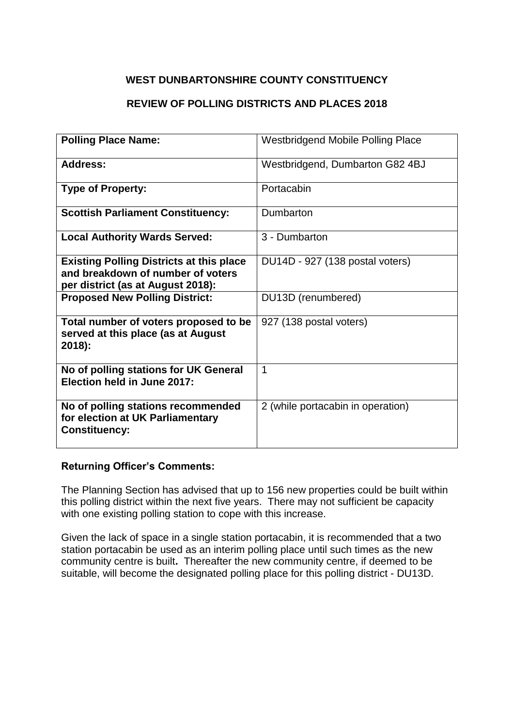## WEST DUNBARTONSHIRE COUNTY CONSTITUENCY

## REVIEW OF POLLING DISTRICTS AND PLACES 2018

| **Polling Place Name:** | Westbridgend Mobile Polling Place |
|---|---|
| **Address:** | Westbridgend, Dumbarton G82 4BJ |
| **Type of Property:** | Portacabin |
| **Scottish Parliament Constituency:** | Dumbarton |
| **Local Authority Wards Served:** | 3 - Dumbarton |
| **Existing Polling Districts at this place and breakdown of number of voters per district (as at August 2018):** | DU14D - 927 (138 postal voters) |
| **Proposed New Polling District:** | DU13D (renumbered) |
| **Total number of voters proposed to be served at this place (as at August 2018):** | 927 (138 postal voters) |
| **No of polling stations for UK General Election held in June 2017:** | 1 |
| **No of polling stations recommended for election at UK Parliamentary Constituency:** | 2 (while portacabin in operation) |

### Returning Officer's Comments:

The Planning Section has advised that up to 156 new properties could be built within this polling district within the next five years. There may not sufficient be capacity with one existing polling station to cope with this increase.

Given the lack of space in a single station portacabin, it is recommended that a two station portacabin be used as an interim polling place until such times as the new community centre is built**.** Thereafter the new community centre, if deemed to be suitable, will become the designated polling place for this polling district - DU13D.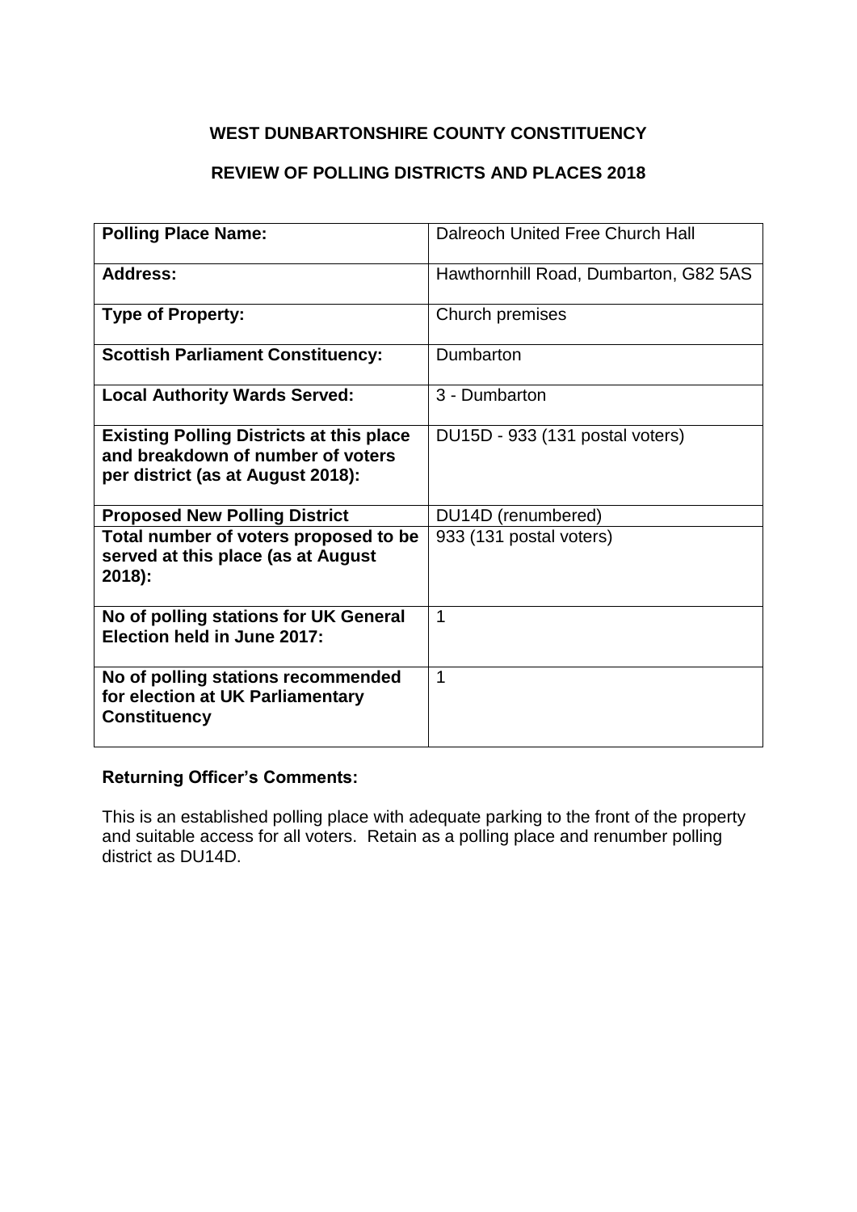## WEST DUNBARTONSHIRE COUNTY CONSTITUENCY

## REVIEW OF POLLING DISTRICTS AND PLACES 2018

| | |
|---|---|
| **Polling Place Name:** | Dalreoch United Free Church Hall |
| **Address:** | Hawthornhill Road, Dumbarton, G82 5AS |
| **Type of Property:** | Church premises |
| **Scottish Parliament Constituency:** | Dumbarton |
| **Local Authority Wards Served:** | 3 - Dumbarton |
| **Existing Polling Districts at this place and breakdown of number of voters per district (as at August 2018):** | DU15D - 933 (131 postal voters) |
| **Proposed New Polling District** | DU14D (renumbered) |
| **Total number of voters proposed to be served at this place (as at August 2018):** | 933 (131 postal voters) |
| **No of polling stations for UK General Election held in June 2017:** | 1 |
| **No of polling stations recommended for election at UK Parliamentary Constituency** | 1 |

### Returning Officer's Comments:

This is an established polling place with adequate parking to the front of the property and suitable access for all voters. Retain as a polling place and renumber polling district as DU14D.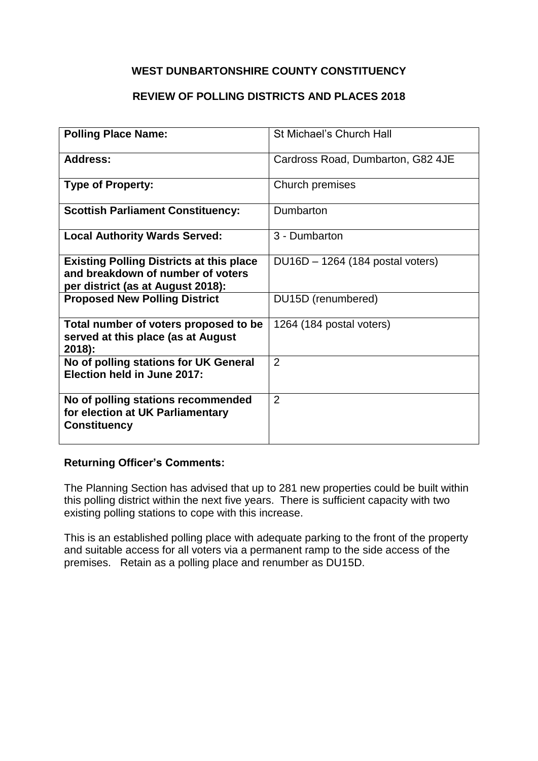**WEST DUNBARTONSHIRE COUNTY CONSTITUENCY**

**REVIEW OF POLLING DISTRICTS AND PLACES 2018**

| | |
|---|---|
| **Polling Place Name:** | St Michael's Church Hall |
| **Address:** | Cardross Road, Dumbarton, G82 4JE |
| **Type of Property:** | Church premises |
| **Scottish Parliament Constituency:** | Dumbarton |
| **Local Authority Wards Served:** | 3 - Dumbarton |
| **Existing Polling Districts at this place and breakdown of number of voters per district (as at August 2018):** | DU16D – 1264 (184 postal voters) |
| **Proposed New Polling District** | DU15D (renumbered) |
| **Total number of voters proposed to be served at this place (as at August 2018):** | 1264 (184 postal voters) |
| **No of polling stations for UK General Election held in June 2017:** | 2 |
| **No of polling stations recommended for election at UK Parliamentary Constituency** | 2 |

**Returning Officer's Comments:**

The Planning Section has advised that up to 281 new properties could be built within this polling district within the next five years. There is sufficient capacity with two existing polling stations to cope with this increase.

This is an established polling place with adequate parking to the front of the property and suitable access for all voters via a permanent ramp to the side access of the premises. Retain as a polling place and renumber as DU15D.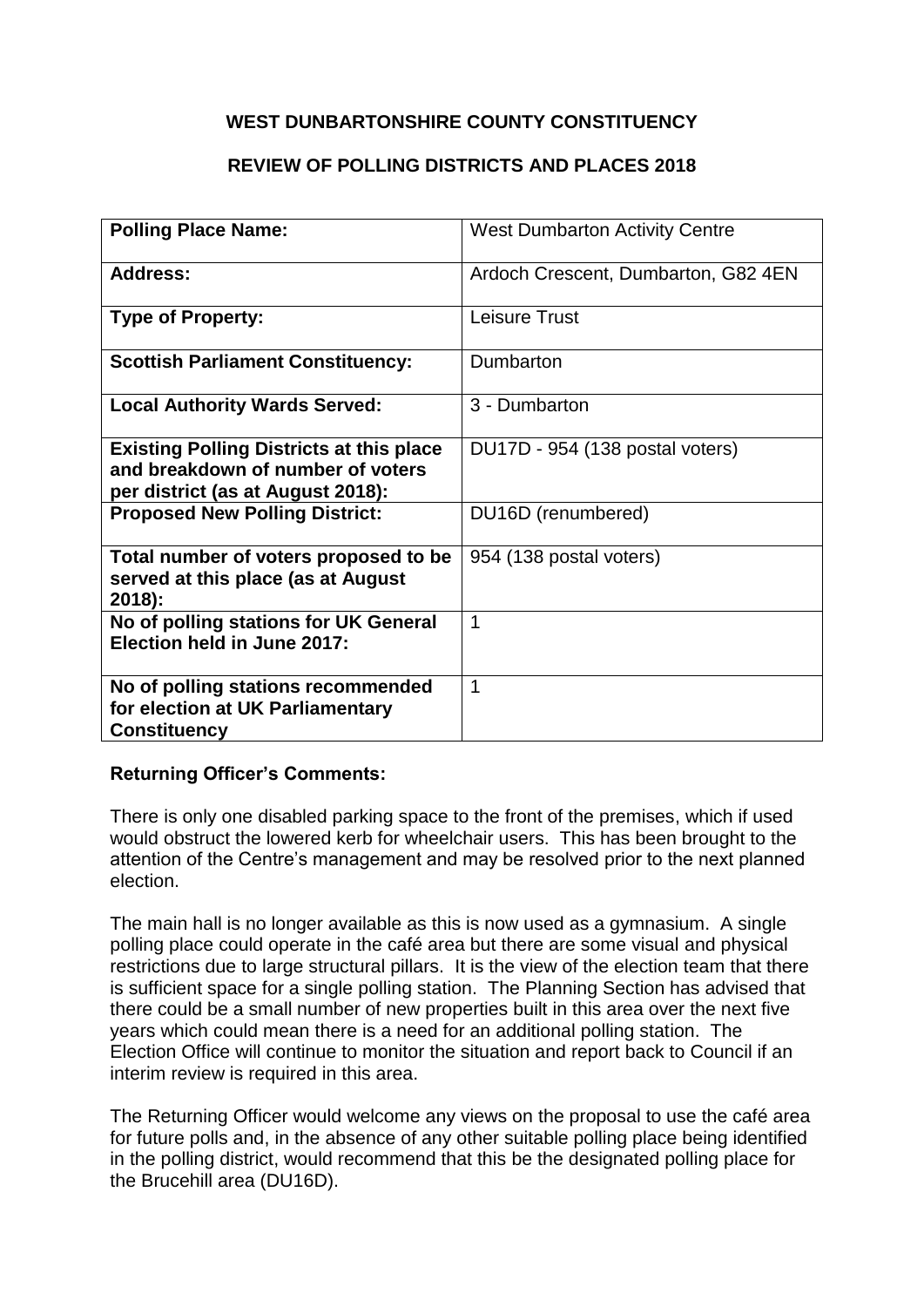**WEST DUNBARTONSHIRE COUNTY CONSTITUENCY**

**REVIEW OF POLLING DISTRICTS AND PLACES 2018**

| | |
|---|---|
| **Polling Place Name:** | West Dumbarton Activity Centre |
| **Address:** | Ardoch Crescent, Dumbarton, G82 4EN |
| **Type of Property:** | Leisure Trust |
| **Scottish Parliament Constituency:** | Dumbarton |
| **Local Authority Wards Served:** | 3 - Dumbarton |
| **Existing Polling Districts at this place and breakdown of number of voters per district (as at August 2018):** | DU17D - 954 (138 postal voters) |
| **Proposed New Polling District:** | DU16D (renumbered) |
| **Total number of voters proposed to be served at this place (as at August 2018):** | 954 (138 postal voters) |
| **No of polling stations for UK General Election held in June 2017:** | 1 |
| **No of polling stations recommended for election at UK Parliamentary Constituency** | 1 |

**Returning Officer's Comments:**

There is only one disabled parking space to the front of the premises, which if used would obstruct the lowered kerb for wheelchair users. This has been brought to the attention of the Centre's management and may be resolved prior to the next planned election.

The main hall is no longer available as this is now used as a gymnasium. A single polling place could operate in the café area but there are some visual and physical restrictions due to large structural pillars. It is the view of the election team that there is sufficient space for a single polling station. The Planning Section has advised that there could be a small number of new properties built in this area over the next five years which could mean there is a need for an additional polling station. The Election Office will continue to monitor the situation and report back to Council if an interim review is required in this area.

The Returning Officer would welcome any views on the proposal to use the café area for future polls and, in the absence of any other suitable polling place being identified in the polling district, would recommend that this be the designated polling place for the Brucehill area (DU16D).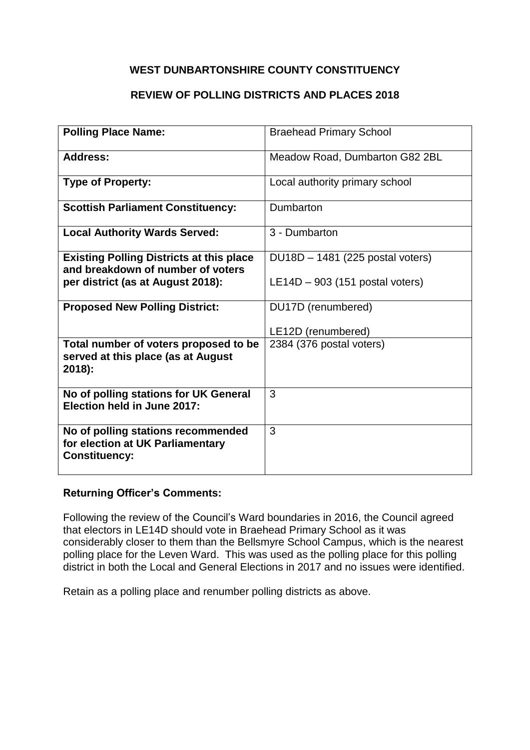**WEST DUNBARTONSHIRE COUNTY CONSTITUENCY**

**REVIEW OF POLLING DISTRICTS AND PLACES 2018**

| **Polling Place Name:** | Braehead Primary School |
|---|---|
| **Address:** | Meadow Road, Dumbarton G82 2BL |
| **Type of Property:** | Local authority primary school |
| **Scottish Parliament Constituency:** | Dumbarton |
| **Local Authority Wards Served:** | 3 - Dumbarton |
| **Existing Polling Districts at this place and breakdown of number of voters per district (as at August 2018):** | DU18D – 1481 (225 postal voters)<br>LE14D – 903 (151 postal voters) |
| **Proposed New Polling District:** | DU17D (renumbered)<br>LE12D (renumbered) |
| **Total number of voters proposed to be served at this place (as at August 2018):** | 2384 (376 postal voters) |
| **No of polling stations for UK General Election held in June 2017:** | 3 |
| **No of polling stations recommended for election at UK Parliamentary Constituency:** | 3 |

**Returning Officer's Comments:**

Following the review of the Council's Ward boundaries in 2016, the Council agreed that electors in LE14D should vote in Braehead Primary School as it was considerably closer to them than the Bellsmyre School Campus, which is the nearest polling place for the Leven Ward. This was used as the polling place for this polling district in both the Local and General Elections in 2017 and no issues were identified.

Retain as a polling place and renumber polling districts as above.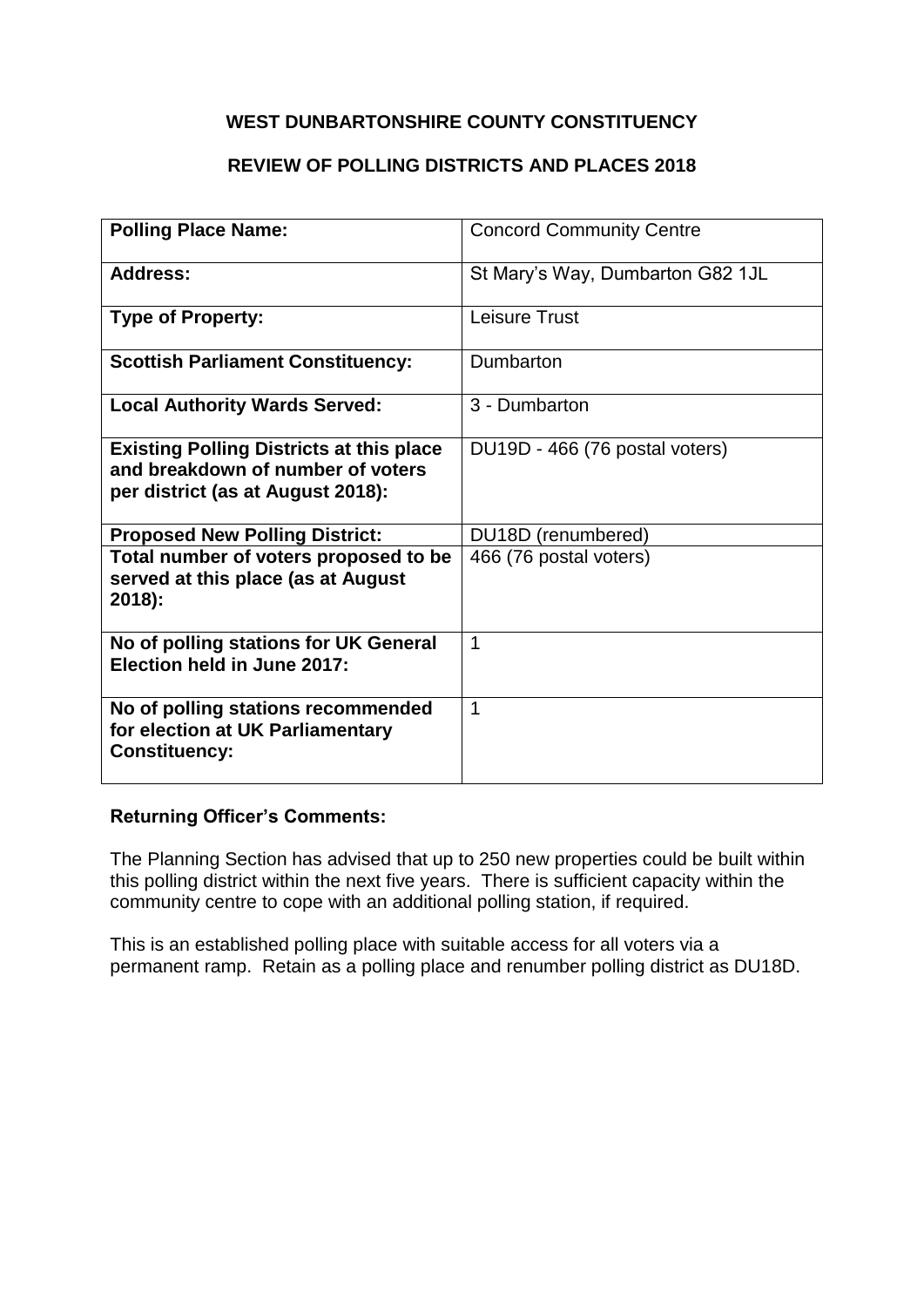**WEST DUNBARTONSHIRE COUNTY CONSTITUENCY**

**REVIEW OF POLLING DISTRICTS AND PLACES 2018**

| **Polling Place Name:** | Concord Community Centre |
|---|---|
| **Address:** | St Mary's Way, Dumbarton G82 1JL |
| **Type of Property:** | Leisure Trust |
| **Scottish Parliament Constituency:** | Dumbarton |
| **Local Authority Wards Served:** | 3 - Dumbarton |
| **Existing Polling Districts at this place and breakdown of number of voters per district (as at August 2018):** | DU19D - 466 (76 postal voters) |
| **Proposed New Polling District:** | DU18D (renumbered) |
| **Total number of voters proposed to be served at this place (as at August 2018):** | 466 (76 postal voters) |
| **No of polling stations for UK General Election held in June 2017:** | 1 |
| **No of polling stations recommended for election at UK Parliamentary Constituency:** | 1 |

**Returning Officer's Comments:**

The Planning Section has advised that up to 250 new properties could be built within this polling district within the next five years. There is sufficient capacity within the community centre to cope with an additional polling station, if required.

This is an established polling place with suitable access for all voters via a permanent ramp. Retain as a polling place and renumber polling district as DU18D.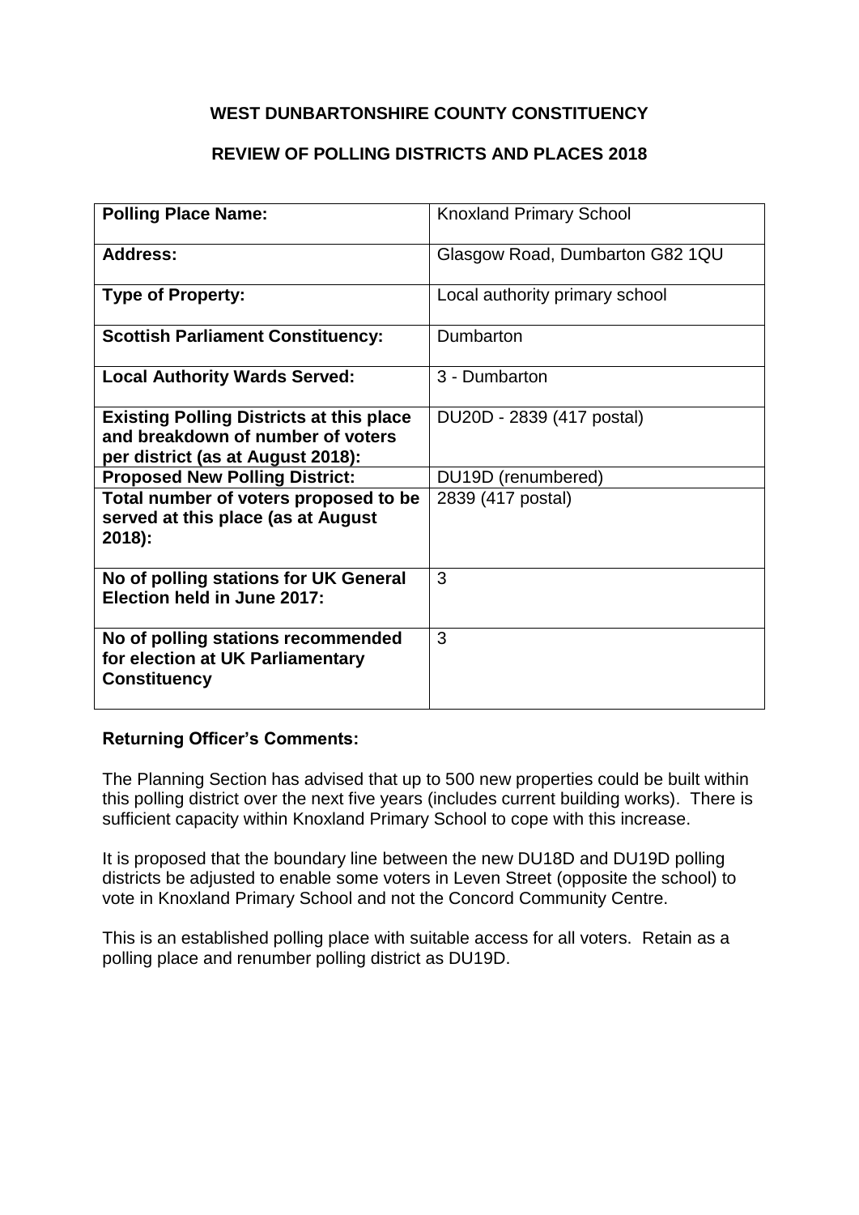**WEST DUNBARTONSHIRE COUNTY CONSTITUENCY**

**REVIEW OF POLLING DISTRICTS AND PLACES 2018**

| **Polling Place Name:** | Knoxland Primary School |
|---|---|
| **Address:** | Glasgow Road, Dumbarton G82 1QU |
| **Type of Property:** | Local authority primary school |
| **Scottish Parliament Constituency:** | Dumbarton |
| **Local Authority Wards Served:** | 3 - Dumbarton |
| **Existing Polling Districts at this place and breakdown of number of voters per district (as at August 2018):** | DU20D - 2839 (417 postal) |
| **Proposed New Polling District:** | DU19D (renumbered) |
| **Total number of voters proposed to be served at this place (as at August 2018):** | 2839 (417 postal) |
| **No of polling stations for UK General Election held in June 2017:** | 3 |
| **No of polling stations recommended for election at UK Parliamentary Constituency** | 3 |

**Returning Officer's Comments:**

The Planning Section has advised that up to 500 new properties could be built within this polling district over the next five years (includes current building works). There is sufficient capacity within Knoxland Primary School to cope with this increase.

It is proposed that the boundary line between the new DU18D and DU19D polling districts be adjusted to enable some voters in Leven Street (opposite the school) to vote in Knoxland Primary School and not the Concord Community Centre.

This is an established polling place with suitable access for all voters. Retain as a polling place and renumber polling district as DU19D.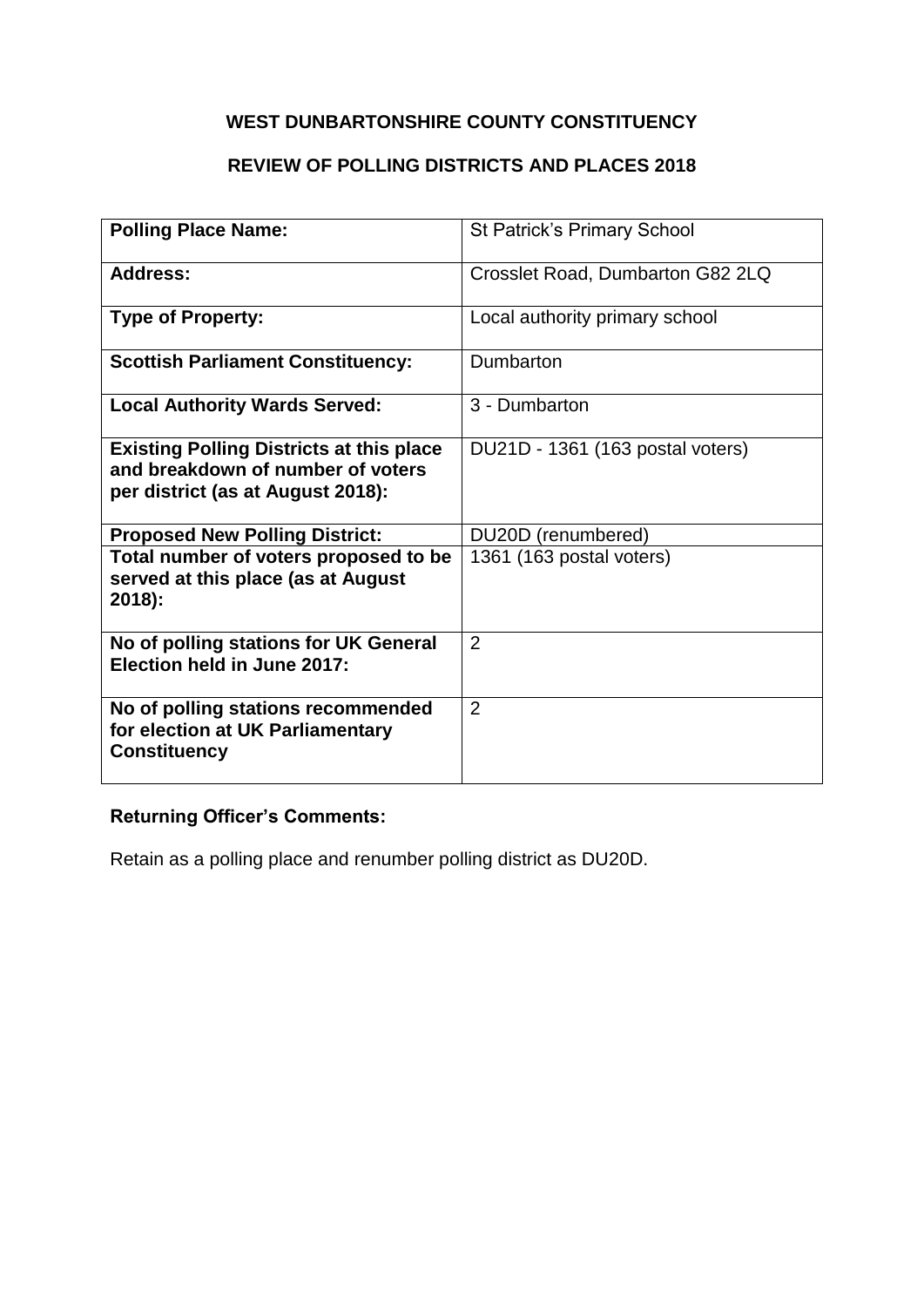**WEST DUNBARTONSHIRE COUNTY CONSTITUENCY**

**REVIEW OF POLLING DISTRICTS AND PLACES 2018**

| **Polling Place Name:** | St Patrick's Primary School |
|---|---|
| **Address:** | Crosslet Road, Dumbarton G82 2LQ |
| **Type of Property:** | Local authority primary school |
| **Scottish Parliament Constituency:** | Dumbarton |
| **Local Authority Wards Served:** | 3 - Dumbarton |
| **Existing Polling Districts at this place and breakdown of number of voters per district (as at August 2018):** | DU21D - 1361 (163 postal voters) |
| **Proposed New Polling District:** | DU20D (renumbered) |
| **Total number of voters proposed to be served at this place (as at August 2018):** | 1361 (163 postal voters) |
| **No of polling stations for UK General Election held in June 2017:** | 2 |
| **No of polling stations recommended for election at UK Parliamentary Constituency** | 2 |

**Returning Officer's Comments:**

Retain as a polling place and renumber polling district as DU20D.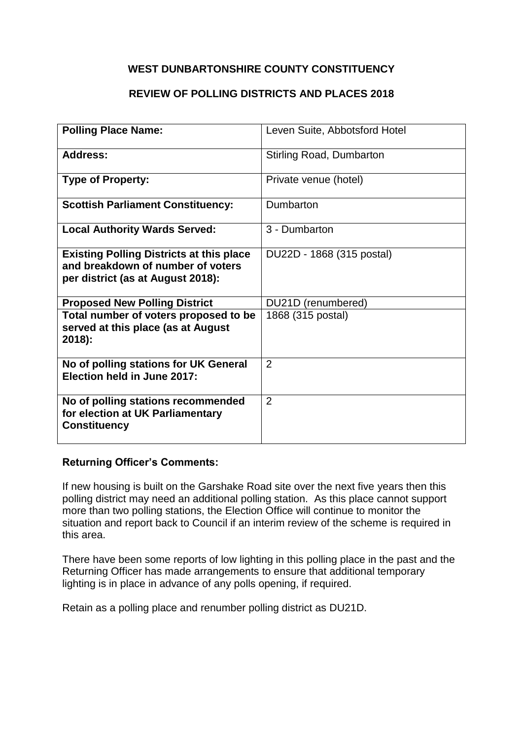## WEST DUNBARTONSHIRE COUNTY CONSTITUENCY

## REVIEW OF POLLING DISTRICTS AND PLACES 2018

| | |
|---|---|
| **Polling Place Name:** | Leven Suite, Abbotsford Hotel |
| **Address:** | Stirling Road, Dumbarton |
| **Type of Property:** | Private venue (hotel) |
| **Scottish Parliament Constituency:** | Dumbarton |
| **Local Authority Wards Served:** | 3 - Dumbarton |
| **Existing Polling Districts at this place and breakdown of number of voters per district (as at August 2018):** | DU22D - 1868 (315 postal) |
| **Proposed New Polling District** | DU21D (renumbered) |
| **Total number of voters proposed to be served at this place (as at August 2018):** | 1868 (315 postal) |
| **No of polling stations for UK General Election held in June 2017:** | 2 |
| **No of polling stations recommended for election at UK Parliamentary Constituency** | 2 |

**Returning Officer's Comments:**

If new housing is built on the Garshake Road site over the next five years then this polling district may need an additional polling station. As this place cannot support more than two polling stations, the Election Office will continue to monitor the situation and report back to Council if an interim review of the scheme is required in this area.

There have been some reports of low lighting in this polling place in the past and the Returning Officer has made arrangements to ensure that additional temporary lighting is in place in advance of any polls opening, if required.

Retain as a polling place and renumber polling district as DU21D.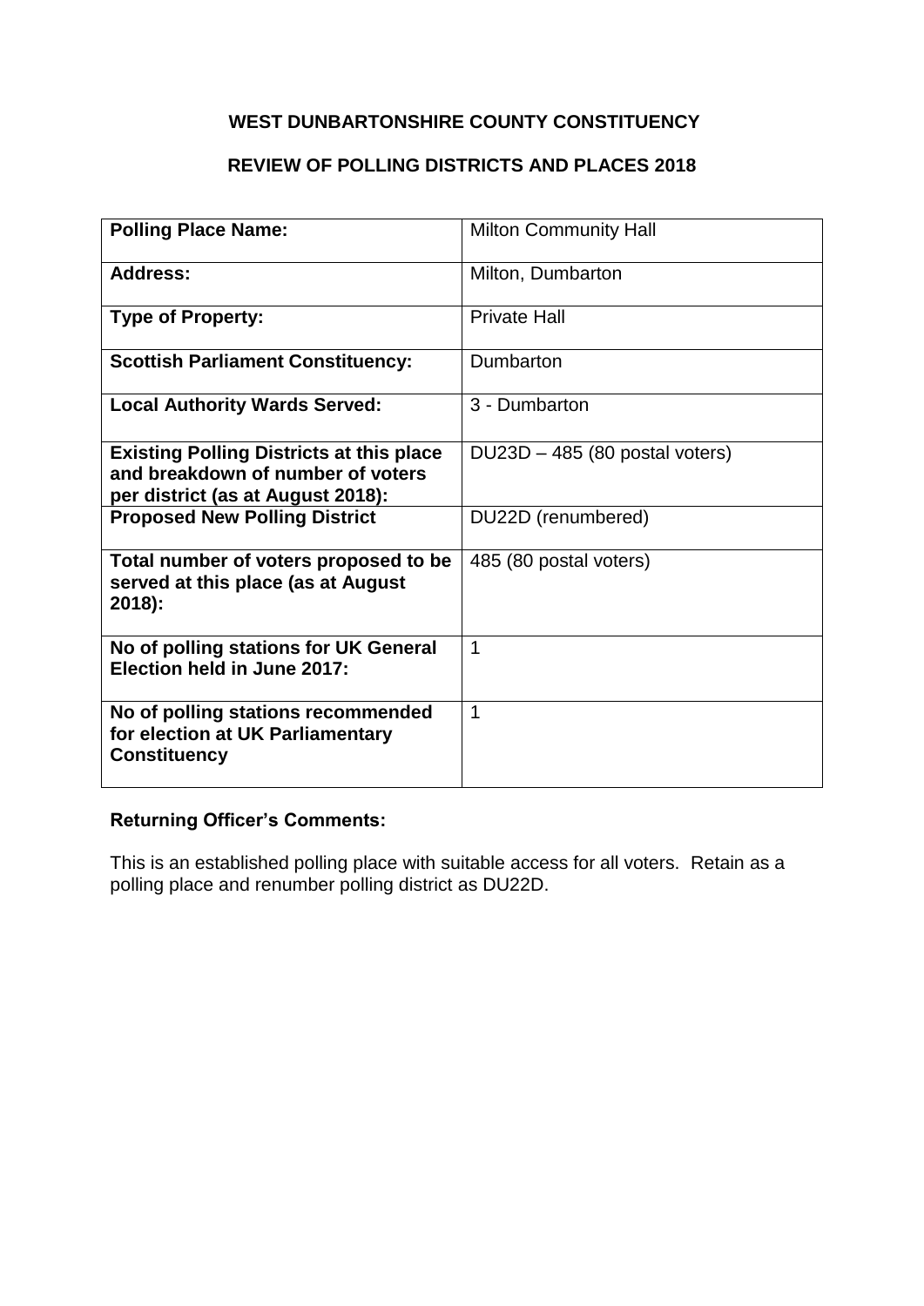# WEST DUNBARTONSHIRE COUNTY CONSTITUENCY

## REVIEW OF POLLING DISTRICTS AND PLACES 2018

| **Polling Place Name:** | Milton Community Hall |
|---|---|
| **Address:** | Milton, Dumbarton |
| **Type of Property:** | Private Hall |
| **Scottish Parliament Constituency:** | Dumbarton |
| **Local Authority Wards Served:** | 3 - Dumbarton |
| **Existing Polling Districts at this place and breakdown of number of voters per district (as at August 2018):** | DU23D – 485 (80 postal voters) |
| **Proposed New Polling District** | DU22D (renumbered) |
| **Total number of voters proposed to be served at this place (as at August 2018):** | 485 (80 postal voters) |
| **No of polling stations for UK General Election held in June 2017:** | 1 |
| **No of polling stations recommended for election at UK Parliamentary Constituency** | 1 |

**Returning Officer's Comments:**

This is an established polling place with suitable access for all voters. Retain as a polling place and renumber polling district as DU22D.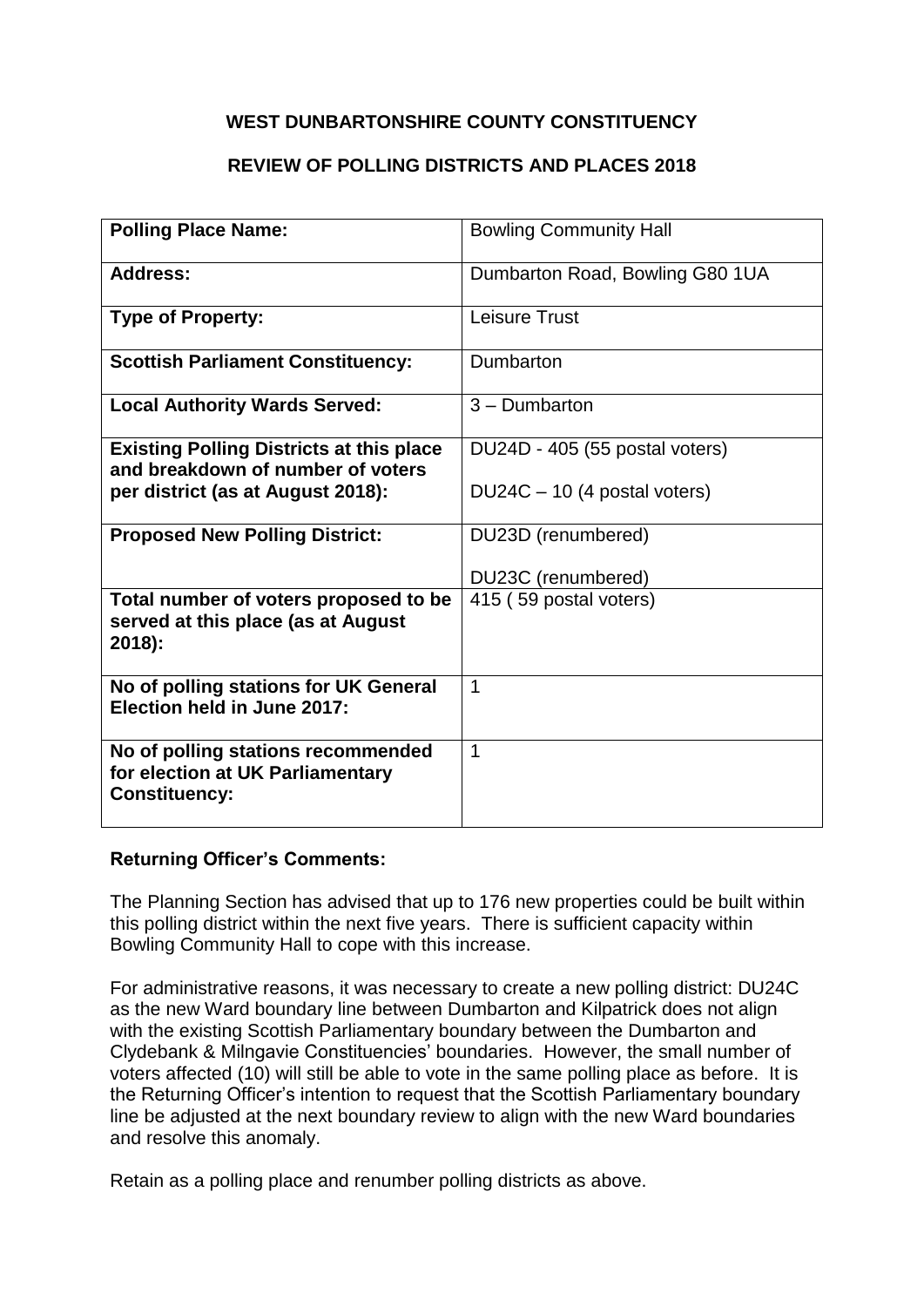**WEST DUNBARTONSHIRE COUNTY CONSTITUENCY**

**REVIEW OF POLLING DISTRICTS AND PLACES 2018**

| | |
|---|---|
| **Polling Place Name:** | Bowling Community Hall |
| **Address:** | Dumbarton Road, Bowling G80 1UA |
| **Type of Property:** | Leisure Trust |
| **Scottish Parliament Constituency:** | Dumbarton |
| **Local Authority Wards Served:** | 3 – Dumbarton |
| **Existing Polling Districts at this place and breakdown of number of voters per district (as at August 2018):** | DU24D - 405 (55 postal voters)<br><br>DU24C – 10 (4 postal voters) |
| **Proposed New Polling District:** | DU23D (renumbered)<br><br>DU23C (renumbered) |
| **Total number of voters proposed to be served at this place (as at August 2018):** | 415 ( 59 postal voters) |
| **No of polling stations for UK General Election held in June 2017:** | 1 |
| **No of polling stations recommended for election at UK Parliamentary Constituency:** | 1 |

**Returning Officer's Comments:**

The Planning Section has advised that up to 176 new properties could be built within this polling district within the next five years. There is sufficient capacity within Bowling Community Hall to cope with this increase.

For administrative reasons, it was necessary to create a new polling district: DU24C as the new Ward boundary line between Dumbarton and Kilpatrick does not align with the existing Scottish Parliamentary boundary between the Dumbarton and Clydebank & Milngavie Constituencies' boundaries. However, the small number of voters affected (10) will still be able to vote in the same polling place as before. It is the Returning Officer's intention to request that the Scottish Parliamentary boundary line be adjusted at the next boundary review to align with the new Ward boundaries and resolve this anomaly.

Retain as a polling place and renumber polling districts as above.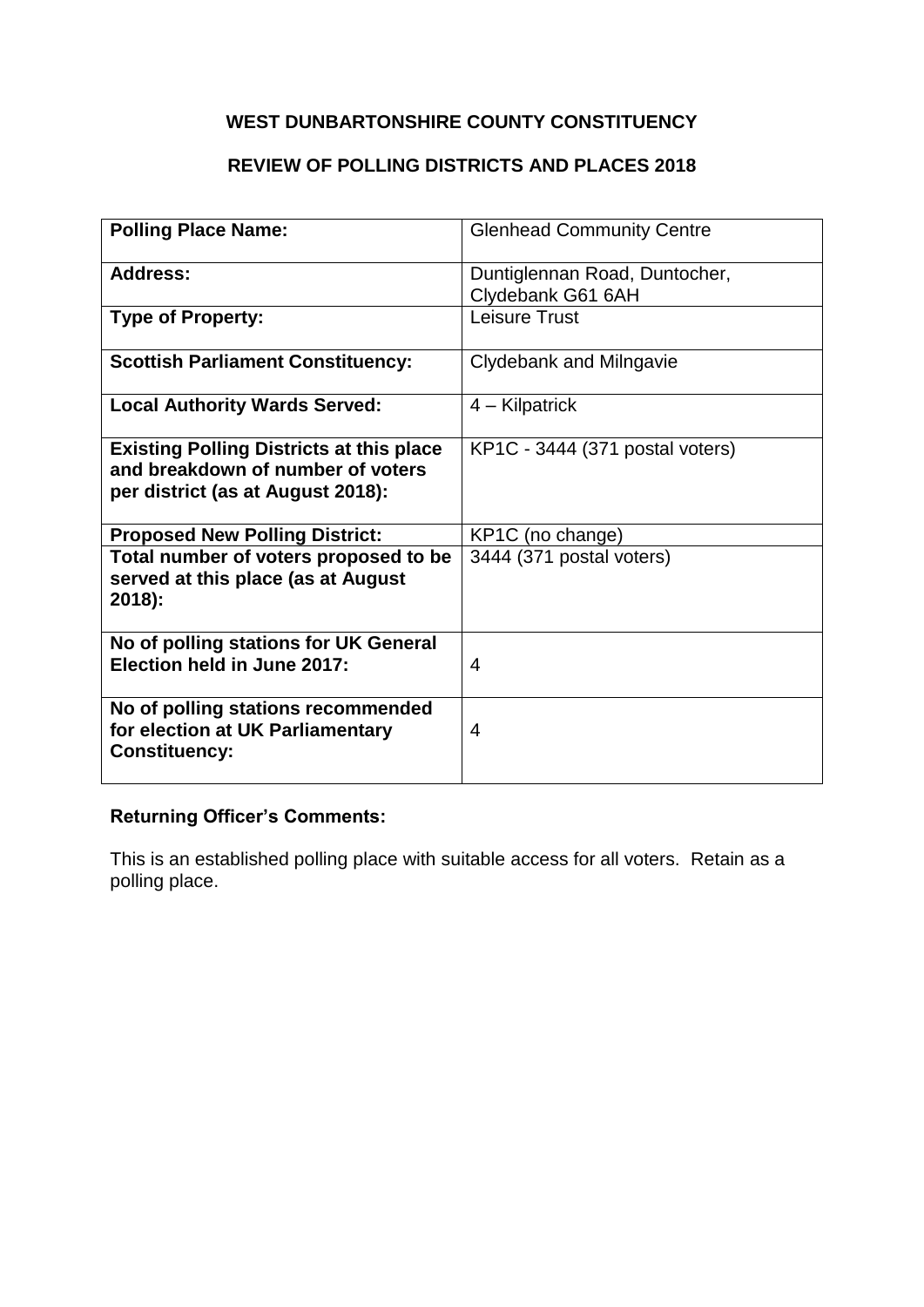## WEST DUNBARTONSHIRE COUNTY CONSTITUENCY

## REVIEW OF POLLING DISTRICTS AND PLACES 2018

| **Polling Place Name:** | Glenhead Community Centre |
|---|---|
| **Address:** | Duntiglennan Road, Duntocher, Clydebank G61 6AH |
| **Type of Property:** | Leisure Trust |
| **Scottish Parliament Constituency:** | Clydebank and Milngavie |
| **Local Authority Wards Served:** | 4 – Kilpatrick |
| **Existing Polling Districts at this place and breakdown of number of voters per district (as at August 2018):** | KP1C - 3444 (371 postal voters) |
| **Proposed New Polling District:** | KP1C (no change) |
| **Total number of voters proposed to be served at this place (as at August 2018):** | 3444 (371 postal voters) |
| **No of polling stations for UK General Election held in June 2017:** | 4 |
| **No of polling stations recommended for election at UK Parliamentary Constituency:** | 4 |

**Returning Officer's Comments:**

This is an established polling place with suitable access for all voters. Retain as a polling place.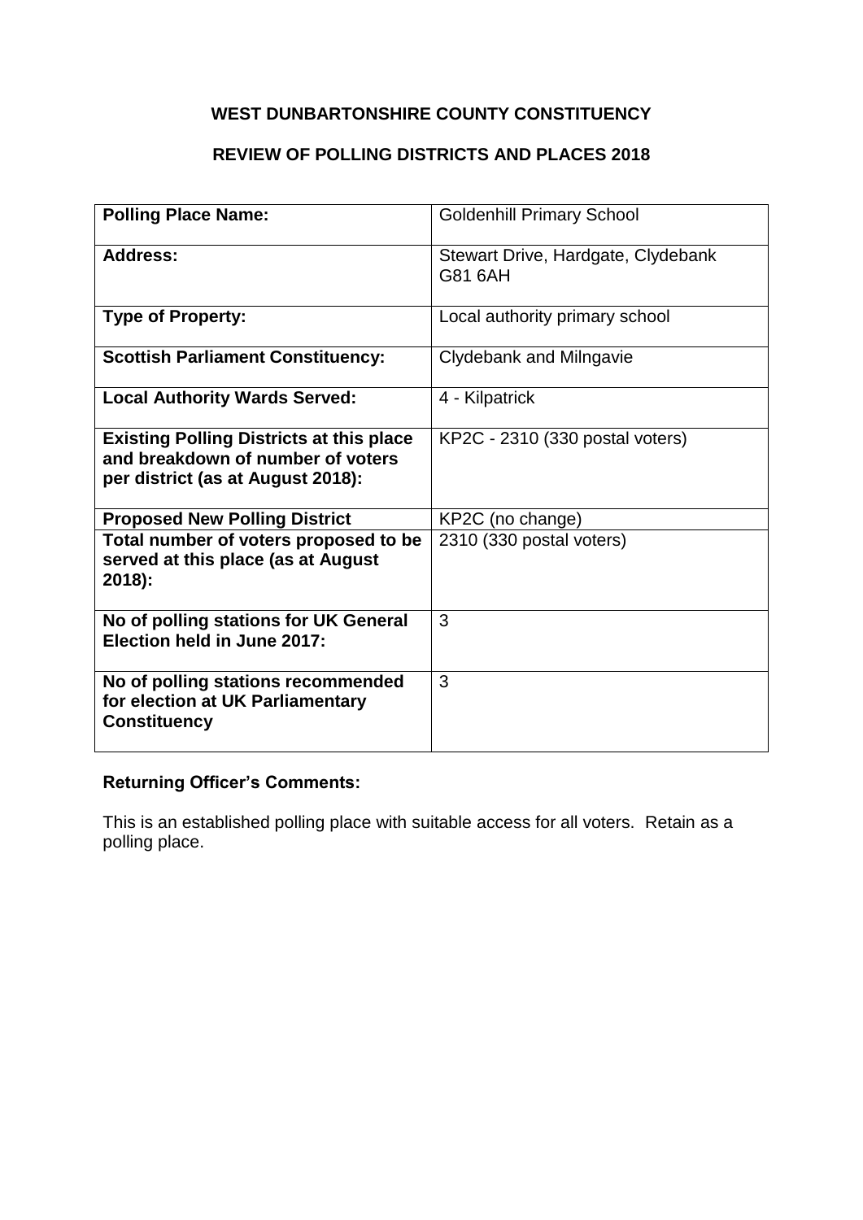**WEST DUNBARTONSHIRE COUNTY CONSTITUENCY**

**REVIEW OF POLLING DISTRICTS AND PLACES 2018**

| | |
|---|---|
| **Polling Place Name:** | Goldenhill Primary School |
| **Address:** | Stewart Drive, Hardgate, Clydebank G81 6AH |
| **Type of Property:** | Local authority primary school |
| **Scottish Parliament Constituency:** | Clydebank and Milngavie |
| **Local Authority Wards Served:** | 4 - Kilpatrick |
| **Existing Polling Districts at this place and breakdown of number of voters per district (as at August 2018):** | KP2C - 2310 (330 postal voters) |
| **Proposed New Polling District** | KP2C (no change) |
| **Total number of voters proposed to be served at this place (as at August 2018):** | 2310 (330 postal voters) |
| **No of polling stations for UK General Election held in June 2017:** | 3 |
| **No of polling stations recommended for election at UK Parliamentary Constituency** | 3 |

**Returning Officer's Comments:**

This is an established polling place with suitable access for all voters. Retain as a polling place.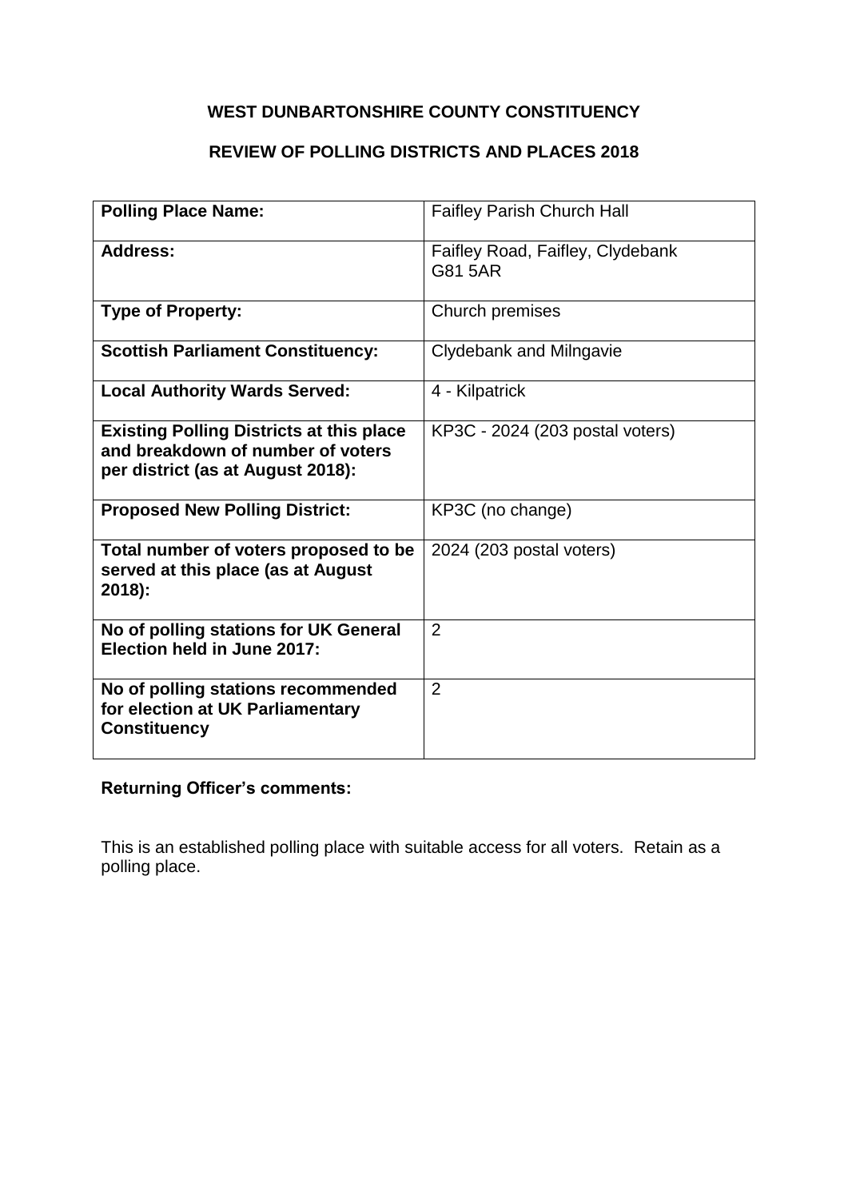**WEST DUNBARTONSHIRE COUNTY CONSTITUENCY**

**REVIEW OF POLLING DISTRICTS AND PLACES 2018**

| **Polling Place Name:** | Faifley Parish Church Hall |
|---|---|
| **Address:** | Faifley Road, Faifley, Clydebank<br>G81 5AR |
| **Type of Property:** | Church premises |
| **Scottish Parliament Constituency:** | Clydebank and Milngavie |
| **Local Authority Wards Served:** | 4 - Kilpatrick |
| **Existing Polling Districts at this place and breakdown of number of voters per district (as at August 2018):** | KP3C - 2024 (203 postal voters) |
| **Proposed New Polling District:** | KP3C (no change) |
| **Total number of voters proposed to be served at this place (as at August 2018):** | 2024 (203 postal voters) |
| **No of polling stations for UK General Election held in June 2017:** | 2 |
| **No of polling stations recommended for election at UK Parliamentary Constituency** | 2 |

**Returning Officer's comments:**

This is an established polling place with suitable access for all voters. Retain as a polling place.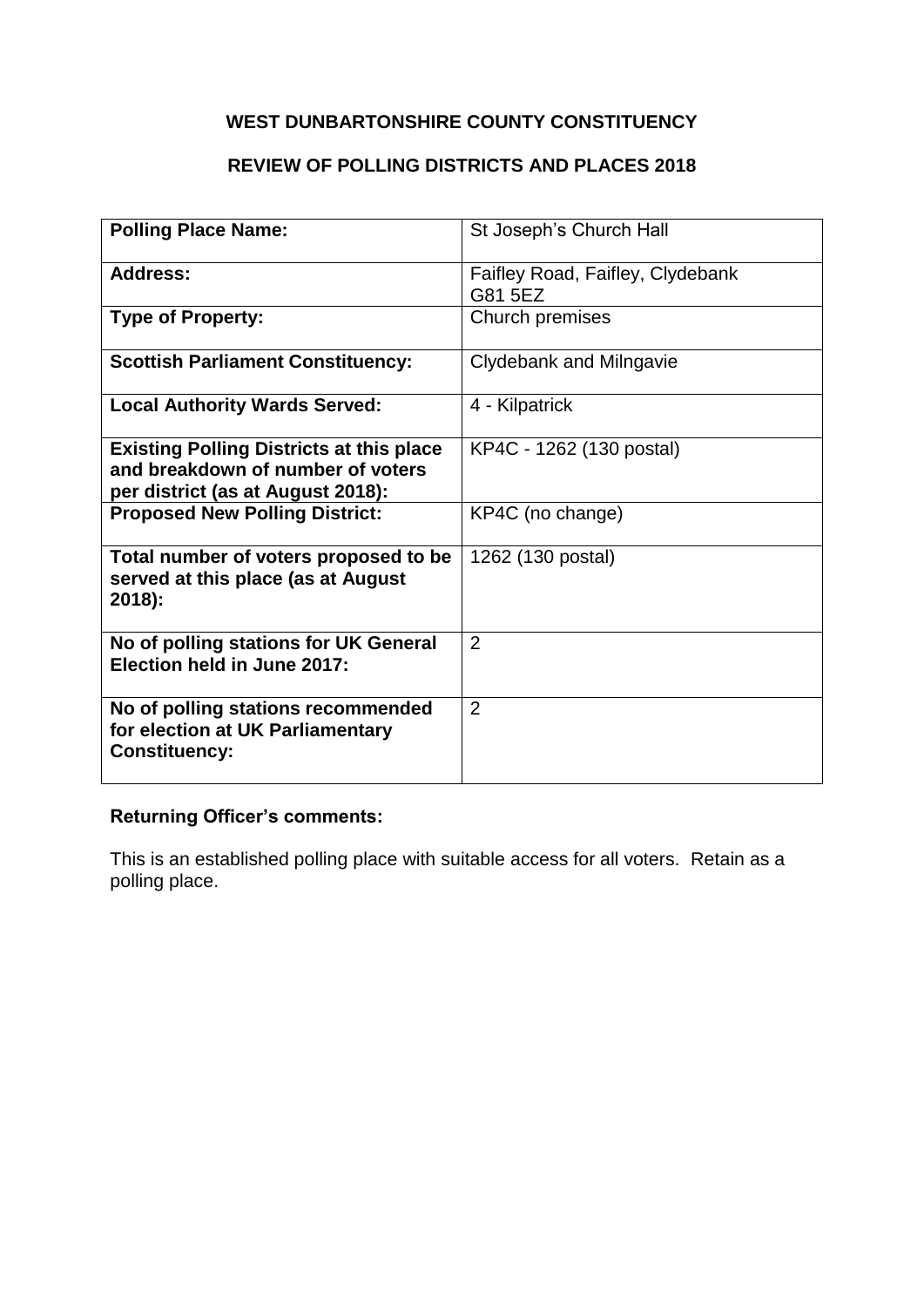# WEST DUNBARTONSHIRE COUNTY CONSTITUENCY

## REVIEW OF POLLING DISTRICTS AND PLACES 2018

| | |
|---|---|
| **Polling Place Name:** | St Joseph's Church Hall |
| **Address:** | Faifley Road, Faifley, Clydebank G81 5EZ |
| **Type of Property:** | Church premises |
| **Scottish Parliament Constituency:** | Clydebank and Milngavie |
| **Local Authority Wards Served:** | 4 - Kilpatrick |
| **Existing Polling Districts at this place and breakdown of number of voters per district (as at August 2018):** | KP4C - 1262 (130 postal) |
| **Proposed New Polling District:** | KP4C (no change) |
| **Total number of voters proposed to be served at this place (as at August 2018):** | 1262 (130 postal) |
| **No of polling stations for UK General Election held in June 2017:** | 2 |
| **No of polling stations recommended for election at UK Parliamentary Constituency:** | 2 |

**Returning Officer's comments:**

This is an established polling place with suitable access for all voters. Retain as a polling place.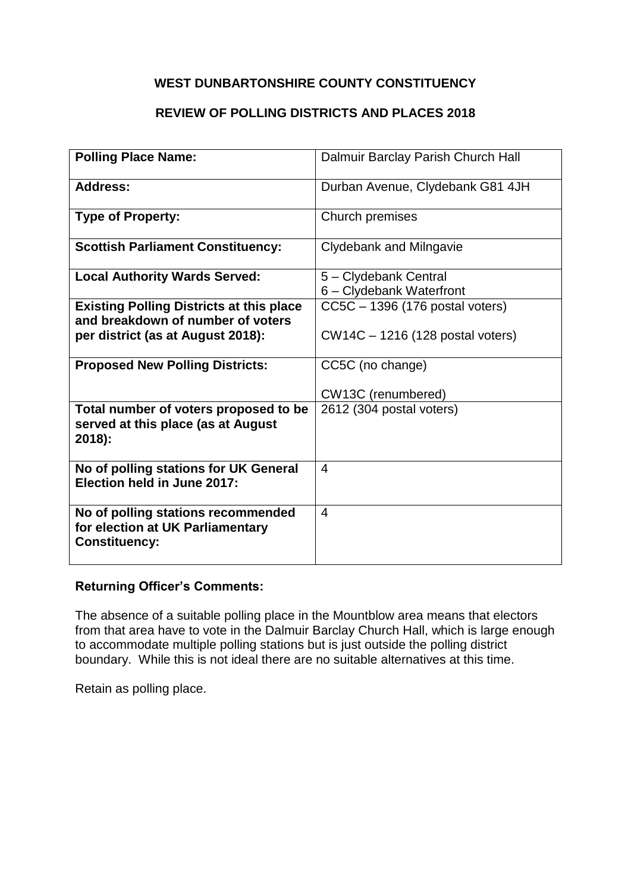**WEST DUNBARTONSHIRE COUNTY CONSTITUENCY**

**REVIEW OF POLLING DISTRICTS AND PLACES 2018**

| | |
|---|---|
| **Polling Place Name:** | Dalmuir Barclay Parish Church Hall |
| **Address:** | Durban Avenue, Clydebank G81 4JH |
| **Type of Property:** | Church premises |
| **Scottish Parliament Constituency:** | Clydebank and Milngavie |
| **Local Authority Wards Served:** | 5 – Clydebank Central<br>6 – Clydebank Waterfront |
| **Existing Polling Districts at this place and breakdown of number of voters per district (as at August 2018):** | CC5C – 1396 (176 postal voters)<br><br>CW14C – 1216 (128 postal voters) |
| **Proposed New Polling Districts:** | CC5C (no change)<br><br>CW13C (renumbered) |
| **Total number of voters proposed to be served at this place (as at August 2018):** | 2612 (304 postal voters) |
| **No of polling stations for UK General Election held in June 2017:** | 4 |
| **No of polling stations recommended for election at UK Parliamentary Constituency:** | 4 |

**Returning Officer's Comments:**

The absence of a suitable polling place in the Mountblow area means that electors from that area have to vote in the Dalmuir Barclay Church Hall, which is large enough to accommodate multiple polling stations but is just outside the polling district boundary. While this is not ideal there are no suitable alternatives at this time.

Retain as polling place.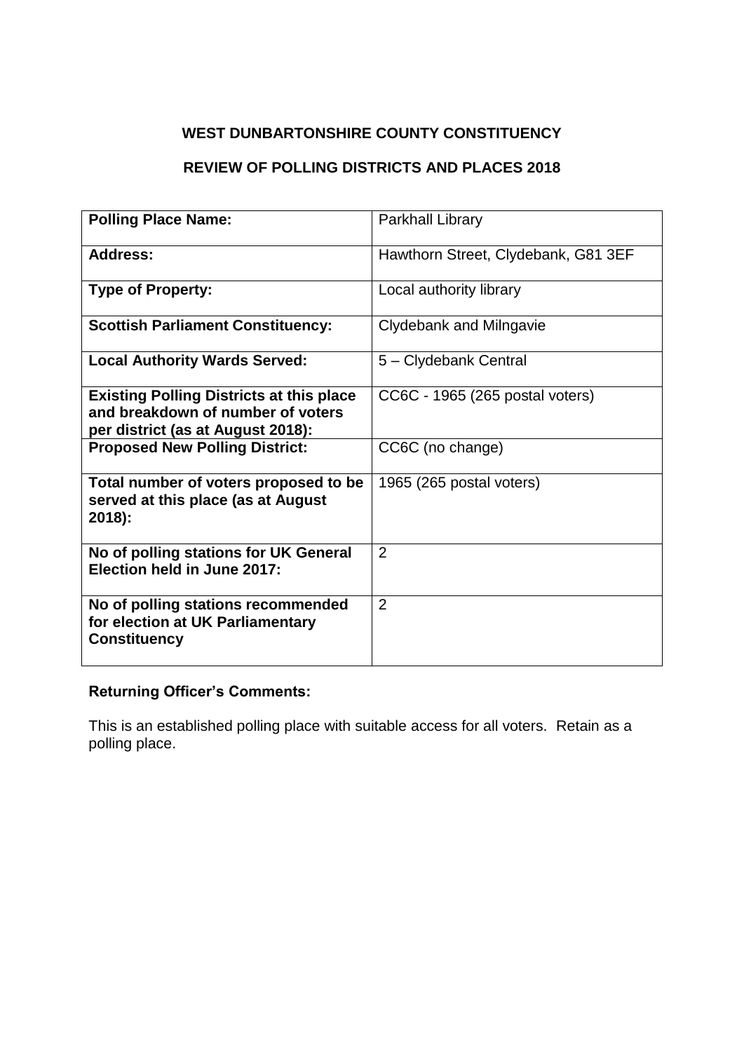**WEST DUNBARTONSHIRE COUNTY CONSTITUENCY**

**REVIEW OF POLLING DISTRICTS AND PLACES 2018**

| **Polling Place Name:** | Parkhall Library |
|---|---|
| **Address:** | Hawthorn Street, Clydebank, G81 3EF |
| **Type of Property:** | Local authority library |
| **Scottish Parliament Constituency:** | Clydebank and Milngavie |
| **Local Authority Wards Served:** | 5 – Clydebank Central |
| **Existing Polling Districts at this place and breakdown of number of voters per district (as at August 2018):** | CC6C - 1965 (265 postal voters) |
| **Proposed New Polling District:** | CC6C (no change) |
| **Total number of voters proposed to be served at this place (as at August 2018):** | 1965 (265 postal voters) |
| **No of polling stations for UK General Election held in June 2017:** | 2 |
| **No of polling stations recommended for election at UK Parliamentary Constituency** | 2 |

**Returning Officer's Comments:**

This is an established polling place with suitable access for all voters. Retain as a polling place.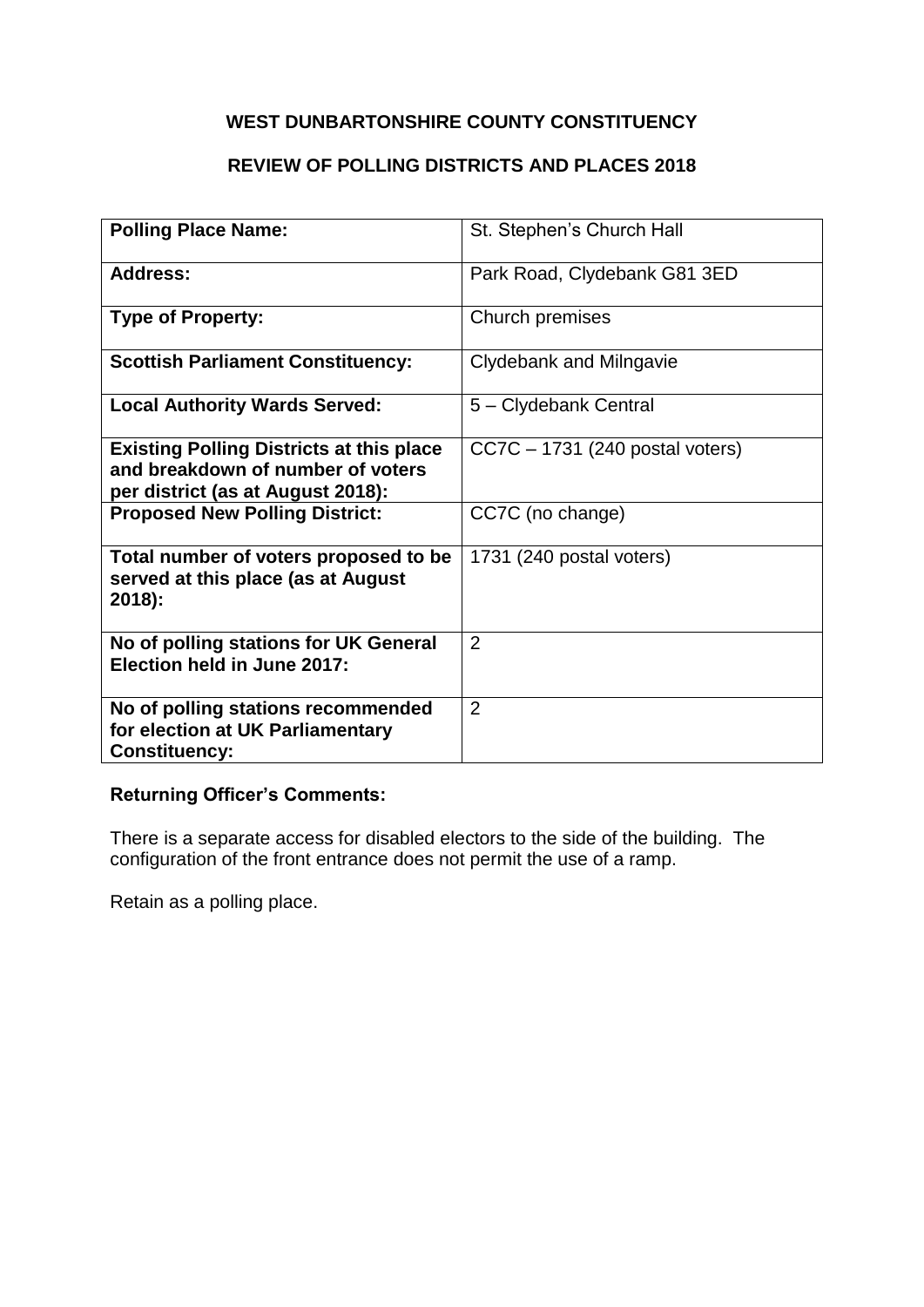**WEST DUNBARTONSHIRE COUNTY CONSTITUENCY**

**REVIEW OF POLLING DISTRICTS AND PLACES 2018**

| **Polling Place Name:** | St. Stephen's Church Hall |
|---|---|
| **Address:** | Park Road, Clydebank G81 3ED |
| **Type of Property:** | Church premises |
| **Scottish Parliament Constituency:** | Clydebank and Milngavie |
| **Local Authority Wards Served:** | 5 – Clydebank Central |
| **Existing Polling Districts at this place and breakdown of number of voters per district (as at August 2018):** | CC7C – 1731 (240 postal voters) |
| **Proposed New Polling District:** | CC7C (no change) |
| **Total number of voters proposed to be served at this place (as at August 2018):** | 1731 (240 postal voters) |
| **No of polling stations for UK General Election held in June 2017:** | 2 |
| **No of polling stations recommended for election at UK Parliamentary Constituency:** | 2 |

**Returning Officer's Comments:**

There is a separate access for disabled electors to the side of the building. The configuration of the front entrance does not permit the use of a ramp.

Retain as a polling place.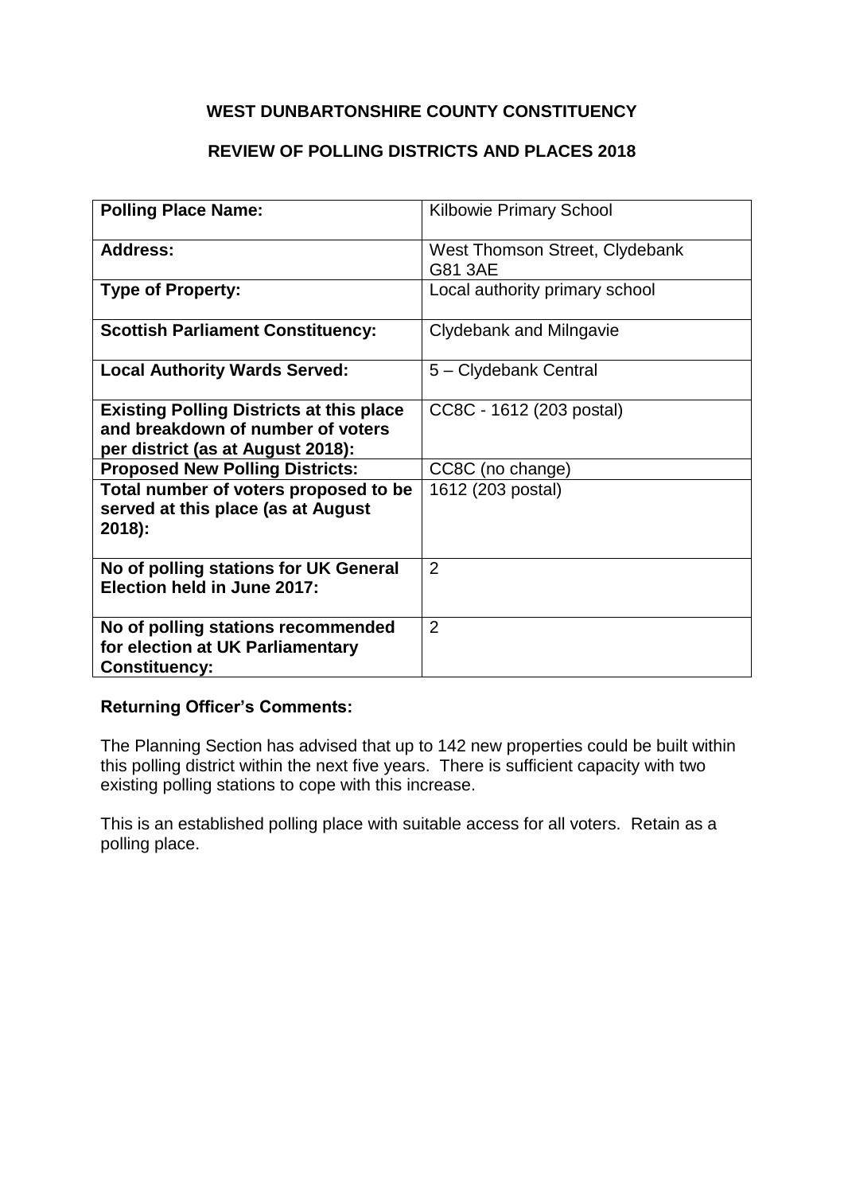**WEST DUNBARTONSHIRE COUNTY CONSTITUENCY**

**REVIEW OF POLLING DISTRICTS AND PLACES 2018**

| **Polling Place Name:** | Kilbowie Primary School |
|---|---|
| **Address:** | West Thomson Street, Clydebank G81 3AE |
| **Type of Property:** | Local authority primary school |
| **Scottish Parliament Constituency:** | Clydebank and Milngavie |
| **Local Authority Wards Served:** | 5 – Clydebank Central |
| **Existing Polling Districts at this place and breakdown of number of voters per district (as at August 2018):** | CC8C - 1612 (203 postal) |
| **Proposed New Polling Districts:** | CC8C (no change) |
| **Total number of voters proposed to be served at this place (as at August 2018):** | 1612 (203 postal) |
| **No of polling stations for UK General Election held in June 2017:** | 2 |
| **No of polling stations recommended for election at UK Parliamentary Constituency:** | 2 |

**Returning Officer's Comments:**

The Planning Section has advised that up to 142 new properties could be built within this polling district within the next five years. There is sufficient capacity with two existing polling stations to cope with this increase.

This is an established polling place with suitable access for all voters. Retain as a polling place.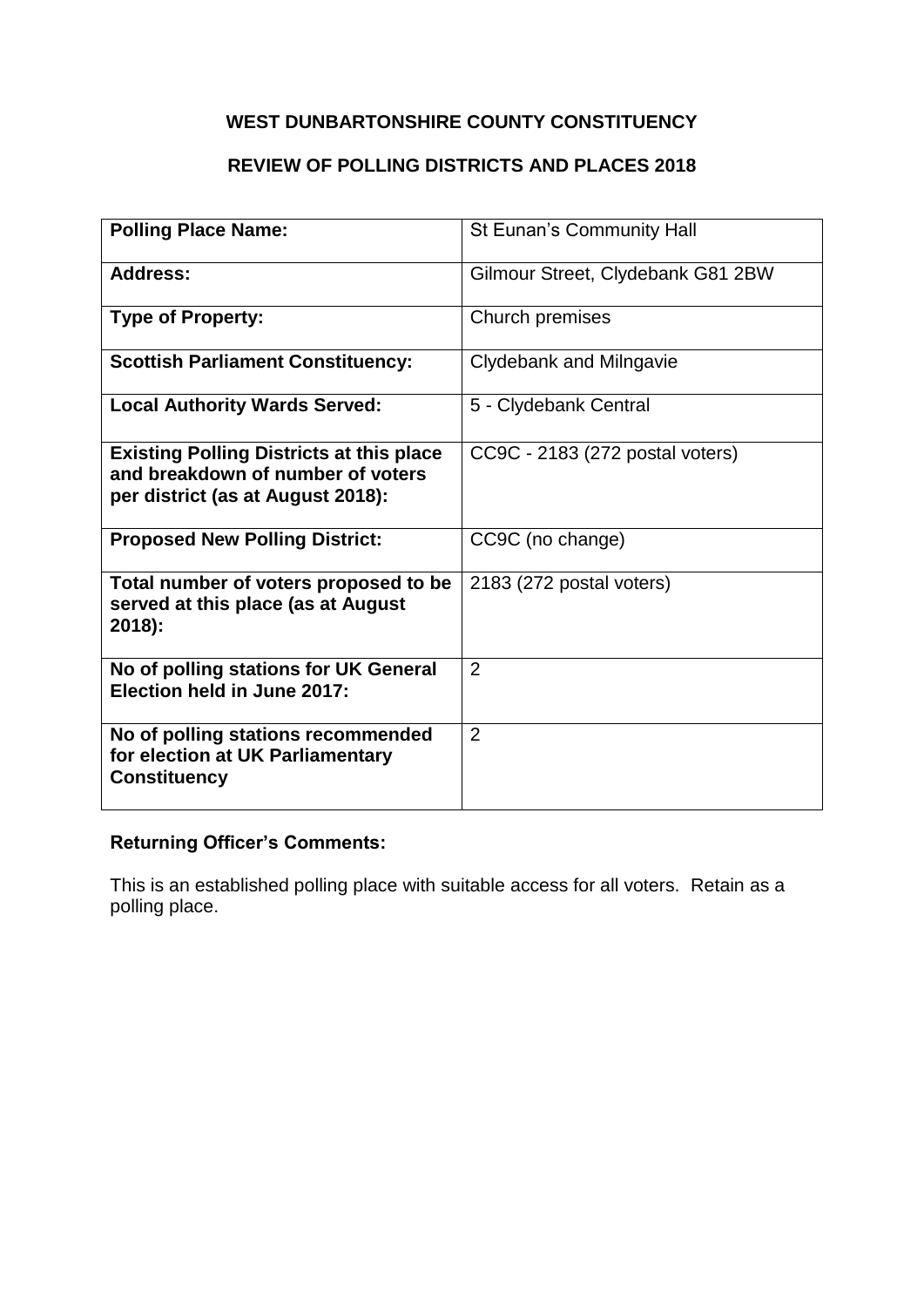**WEST DUNBARTONSHIRE COUNTY CONSTITUENCY**

**REVIEW OF POLLING DISTRICTS AND PLACES 2018**

| **Polling Place Name:** | St Eunan's Community Hall |
|---|---|
| **Address:** | Gilmour Street, Clydebank G81 2BW |
| **Type of Property:** | Church premises |
| **Scottish Parliament Constituency:** | Clydebank and Milngavie |
| **Local Authority Wards Served:** | 5 - Clydebank Central |
| **Existing Polling Districts at this place and breakdown of number of voters per district (as at August 2018):** | CC9C - 2183 (272 postal voters) |
| **Proposed New Polling District:** | CC9C (no change) |
| **Total number of voters proposed to be served at this place (as at August 2018):** | 2183 (272 postal voters) |
| **No of polling stations for UK General Election held in June 2017:** | 2 |
| **No of polling stations recommended for election at UK Parliamentary Constituency** | 2 |

**Returning Officer's Comments:**

This is an established polling place with suitable access for all voters. Retain as a polling place.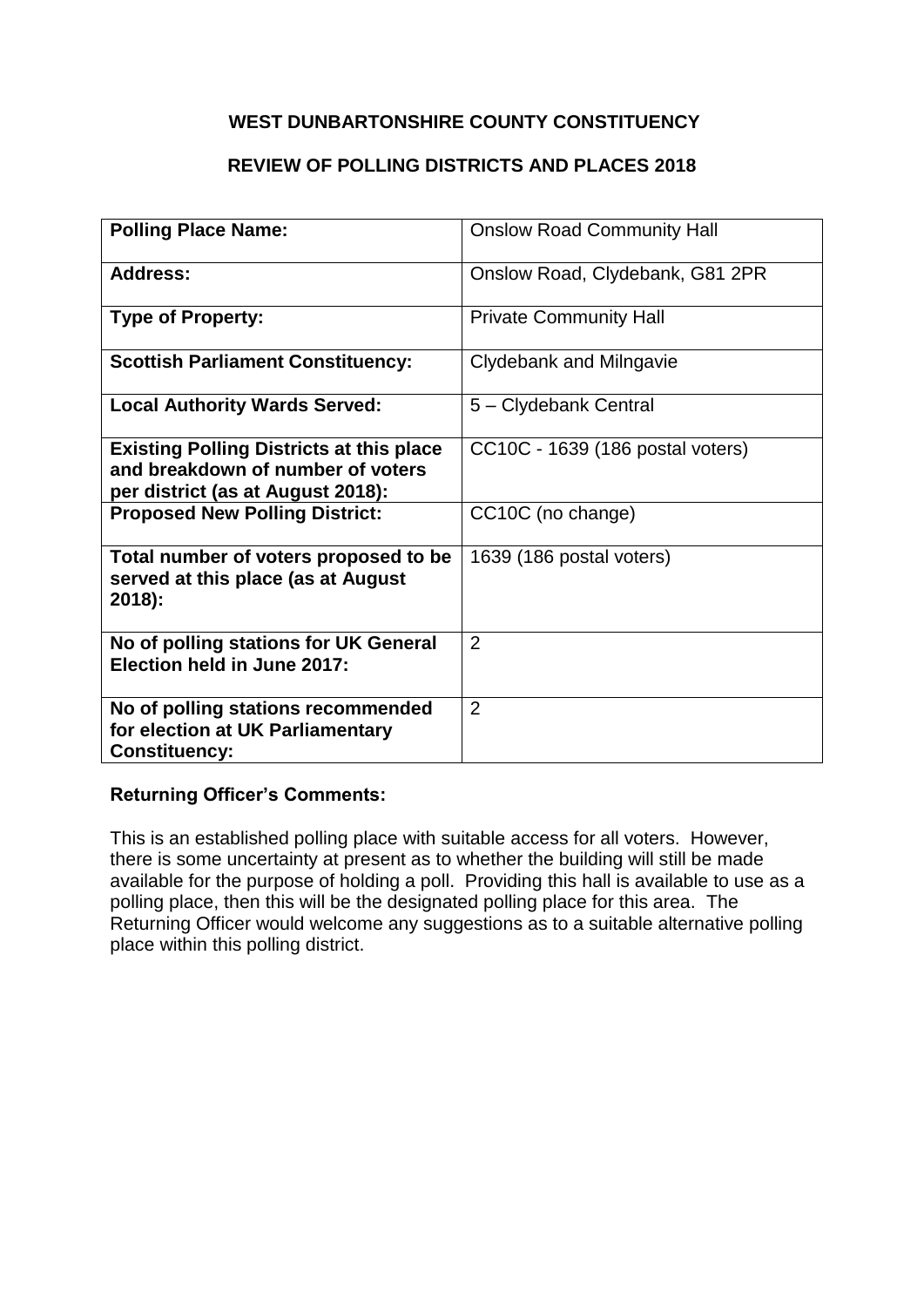# WEST DUNBARTONSHIRE COUNTY CONSTITUENCY

## REVIEW OF POLLING DISTRICTS AND PLACES 2018

| **Polling Place Name:** | Onslow Road Community Hall |
|---|---|
| **Address:** | Onslow Road, Clydebank, G81 2PR |
| **Type of Property:** | Private Community Hall |
| **Scottish Parliament Constituency:** | Clydebank and Milngavie |
| **Local Authority Wards Served:** | 5 – Clydebank Central |
| **Existing Polling Districts at this place and breakdown of number of voters per district (as at August 2018):** | CC10C - 1639 (186 postal voters) |
| **Proposed New Polling District:** | CC10C (no change) |
| **Total number of voters proposed to be served at this place (as at August 2018):** | 1639 (186 postal voters) |
| **No of polling stations for UK General Election held in June 2017:** | 2 |
| **No of polling stations recommended for election at UK Parliamentary Constituency:** | 2 |

**Returning Officer's Comments:**

This is an established polling place with suitable access for all voters. However, there is some uncertainty at present as to whether the building will still be made available for the purpose of holding a poll. Providing this hall is available to use as a polling place, then this will be the designated polling place for this area. The Returning Officer would welcome any suggestions as to a suitable alternative polling place within this polling district.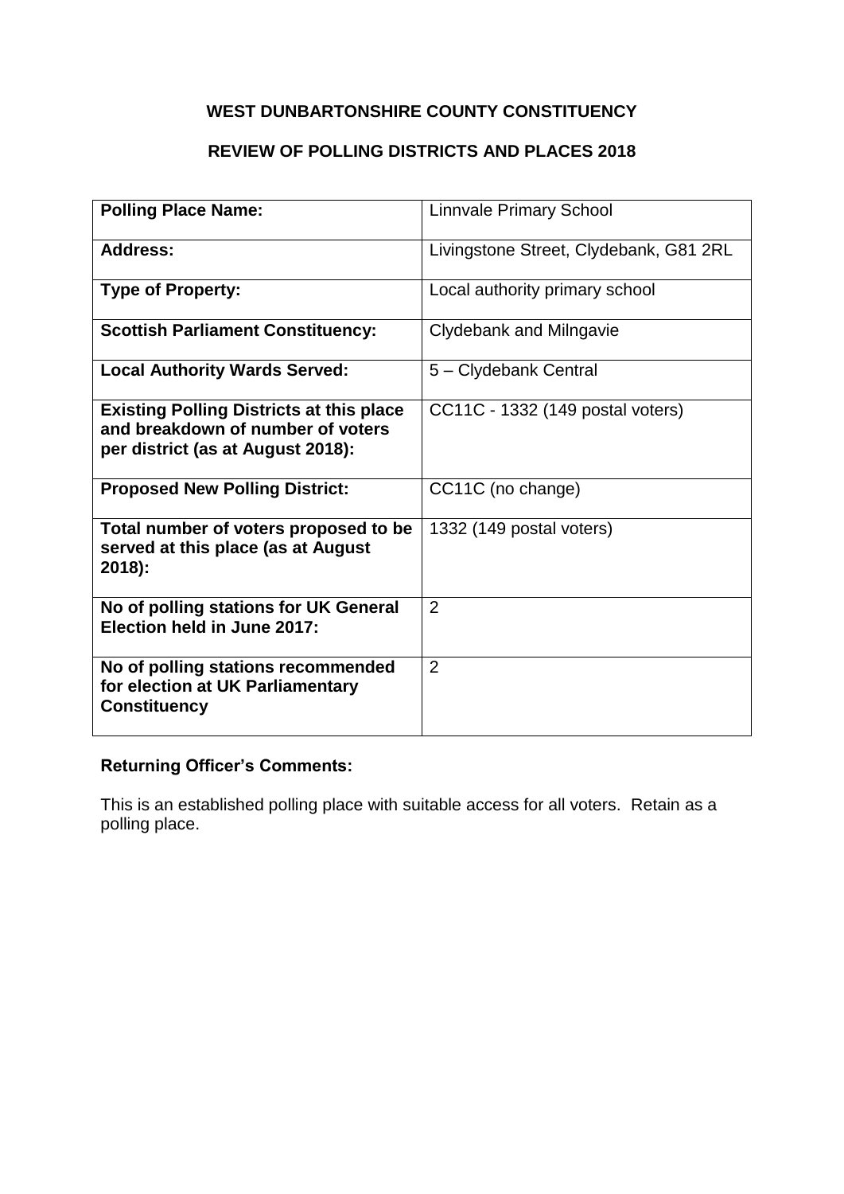**WEST DUNBARTONSHIRE COUNTY CONSTITUENCY**

**REVIEW OF POLLING DISTRICTS AND PLACES 2018**

| **Polling Place Name:** | Linnvale Primary School |
|---|---|
| **Address:** | Livingstone Street, Clydebank, G81 2RL |
| **Type of Property:** | Local authority primary school |
| **Scottish Parliament Constituency:** | Clydebank and Milngavie |
| **Local Authority Wards Served:** | 5 – Clydebank Central |
| **Existing Polling Districts at this place and breakdown of number of voters per district (as at August 2018):** | CC11C - 1332 (149 postal voters) |
| **Proposed New Polling District:** | CC11C (no change) |
| **Total number of voters proposed to be served at this place (as at August 2018):** | 1332 (149 postal voters) |
| **No of polling stations for UK General Election held in June 2017:** | 2 |
| **No of polling stations recommended for election at UK Parliamentary Constituency** | 2 |

**Returning Officer's Comments:**

This is an established polling place with suitable access for all voters. Retain as a polling place.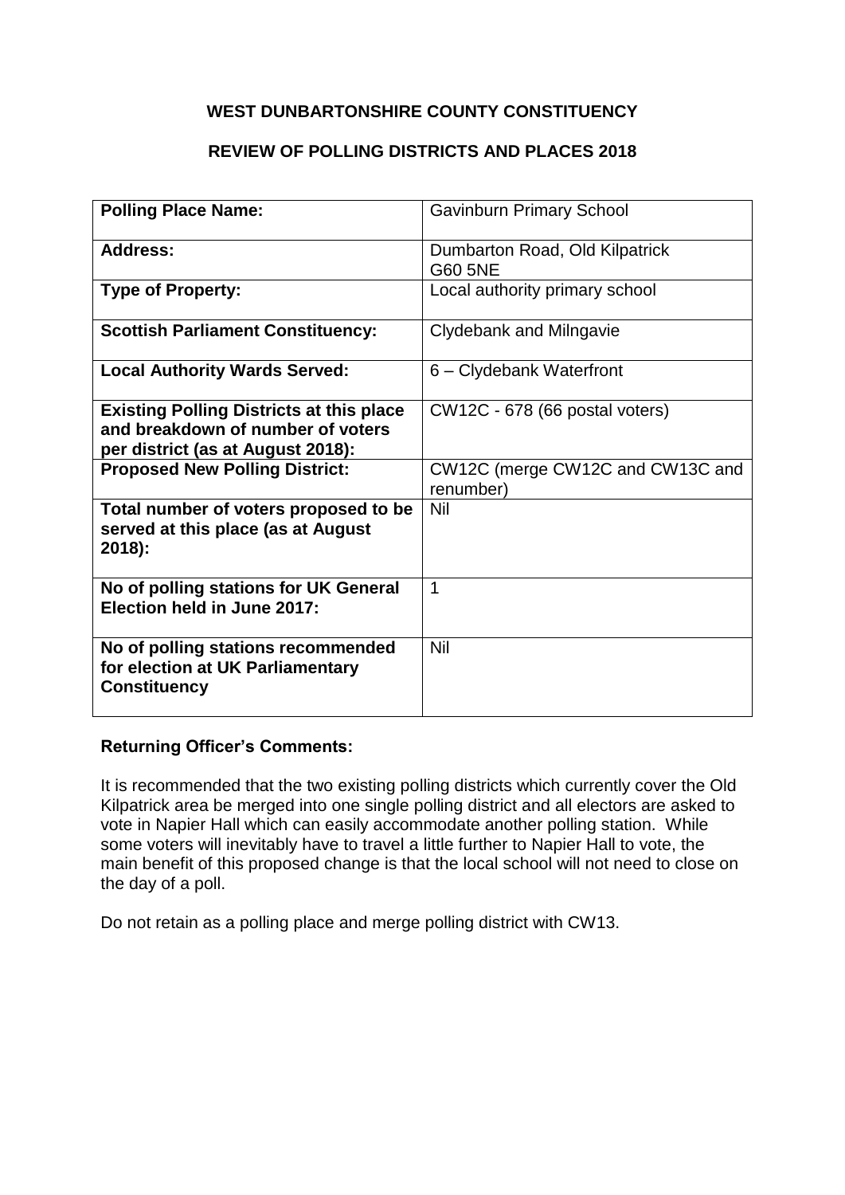**WEST DUNBARTONSHIRE COUNTY CONSTITUENCY**

**REVIEW OF POLLING DISTRICTS AND PLACES 2018**

| **Polling Place Name:** | Gavinburn Primary School |
|---|---|
| **Address:** | Dumbarton Road, Old Kilpatrick G60 5NE |
| **Type of Property:** | Local authority primary school |
| **Scottish Parliament Constituency:** | Clydebank and Milngavie |
| **Local Authority Wards Served:** | 6 – Clydebank Waterfront |
| **Existing Polling Districts at this place and breakdown of number of voters per district (as at August 2018):** | CW12C - 678 (66 postal voters) |
| **Proposed New Polling District:** | CW12C (merge CW12C and CW13C and renumber) |
| **Total number of voters proposed to be served at this place (as at August 2018):** | Nil |
| **No of polling stations for UK General Election held in June 2017:** | 1 |
| **No of polling stations recommended for election at UK Parliamentary Constituency** | Nil |

**Returning Officer's Comments:**

It is recommended that the two existing polling districts which currently cover the Old Kilpatrick area be merged into one single polling district and all electors are asked to vote in Napier Hall which can easily accommodate another polling station. While some voters will inevitably have to travel a little further to Napier Hall to vote, the main benefit of this proposed change is that the local school will not need to close on the day of a poll.

Do not retain as a polling place and merge polling district with CW13.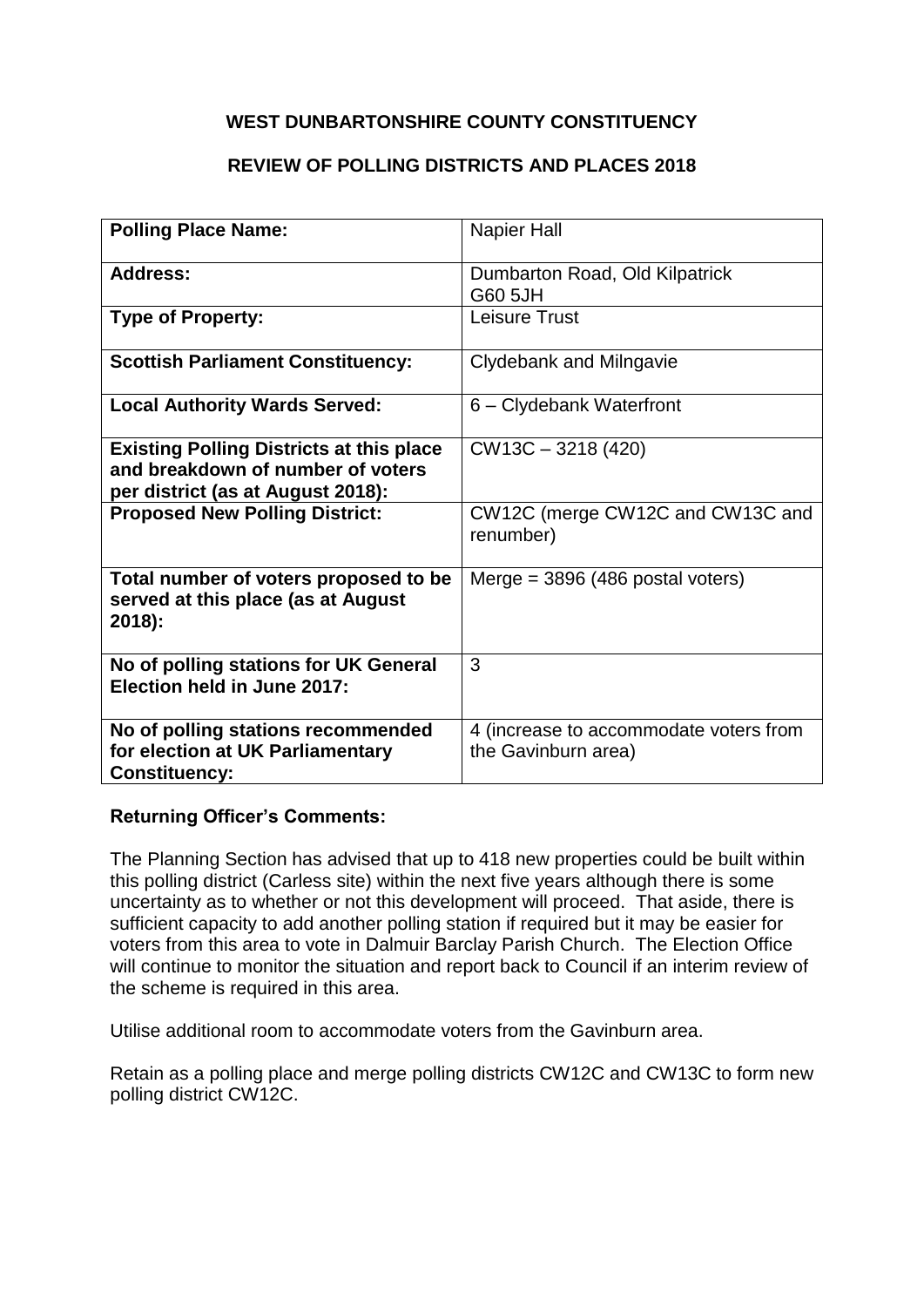**WEST DUNBARTONSHIRE COUNTY CONSTITUENCY**

**REVIEW OF POLLING DISTRICTS AND PLACES 2018**

| **Polling Place Name:** | Napier Hall |
|---|---|
| **Address:** | Dumbarton Road, Old Kilpatrick<br>G60 5JH |
| **Type of Property:** | Leisure Trust |
| **Scottish Parliament Constituency:** | Clydebank and Milngavie |
| **Local Authority Wards Served:** | 6 – Clydebank Waterfront |
| **Existing Polling Districts at this place and breakdown of number of voters per district (as at August 2018):** | CW13C – 3218 (420) |
| **Proposed New Polling District:** | CW12C (merge CW12C and CW13C and renumber) |
| **Total number of voters proposed to be served at this place (as at August 2018):** | Merge = 3896 (486 postal voters) |
| **No of polling stations for UK General Election held in June 2017:** | 3 |
| **No of polling stations recommended for election at UK Parliamentary Constituency:** | 4 (increase to accommodate voters from the Gavinburn area) |

**Returning Officer's Comments:**

The Planning Section has advised that up to 418 new properties could be built within this polling district (Carless site) within the next five years although there is some uncertainty as to whether or not this development will proceed. That aside, there is sufficient capacity to add another polling station if required but it may be easier for voters from this area to vote in Dalmuir Barclay Parish Church. The Election Office will continue to monitor the situation and report back to Council if an interim review of the scheme is required in this area.

Utilise additional room to accommodate voters from the Gavinburn area.

Retain as a polling place and merge polling districts CW12C and CW13C to form new polling district CW12C.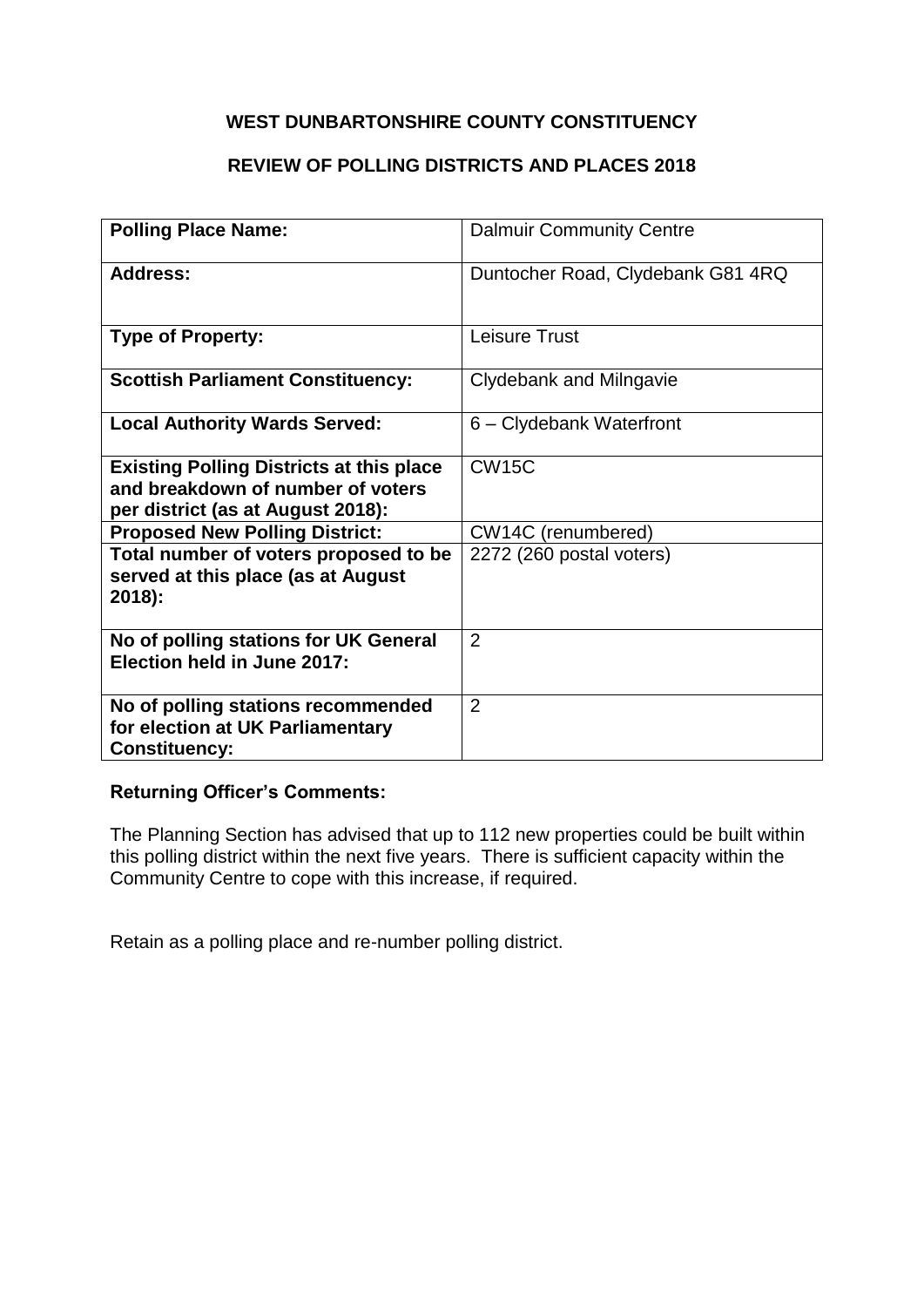**WEST DUNBARTONSHIRE COUNTY CONSTITUENCY**

**REVIEW OF POLLING DISTRICTS AND PLACES 2018**

| **Polling Place Name:** | Dalmuir Community Centre |
|---|---|
| **Address:** | Duntocher Road, Clydebank G81 4RQ |
| **Type of Property:** | Leisure Trust |
| **Scottish Parliament Constituency:** | Clydebank and Milngavie |
| **Local Authority Wards Served:** | 6 – Clydebank Waterfront |
| **Existing Polling Districts at this place and breakdown of number of voters per district (as at August 2018):** | CW15C |
| **Proposed New Polling District:** | CW14C (renumbered) |
| **Total number of voters proposed to be served at this place (as at August 2018):** | 2272 (260 postal voters) |
| **No of polling stations for UK General Election held in June 2017:** | 2 |
| **No of polling stations recommended for election at UK Parliamentary Constituency:** | 2 |

**Returning Officer's Comments:**

The Planning Section has advised that up to 112 new properties could be built within this polling district within the next five years. There is sufficient capacity within the Community Centre to cope with this increase, if required.

Retain as a polling place and re-number polling district.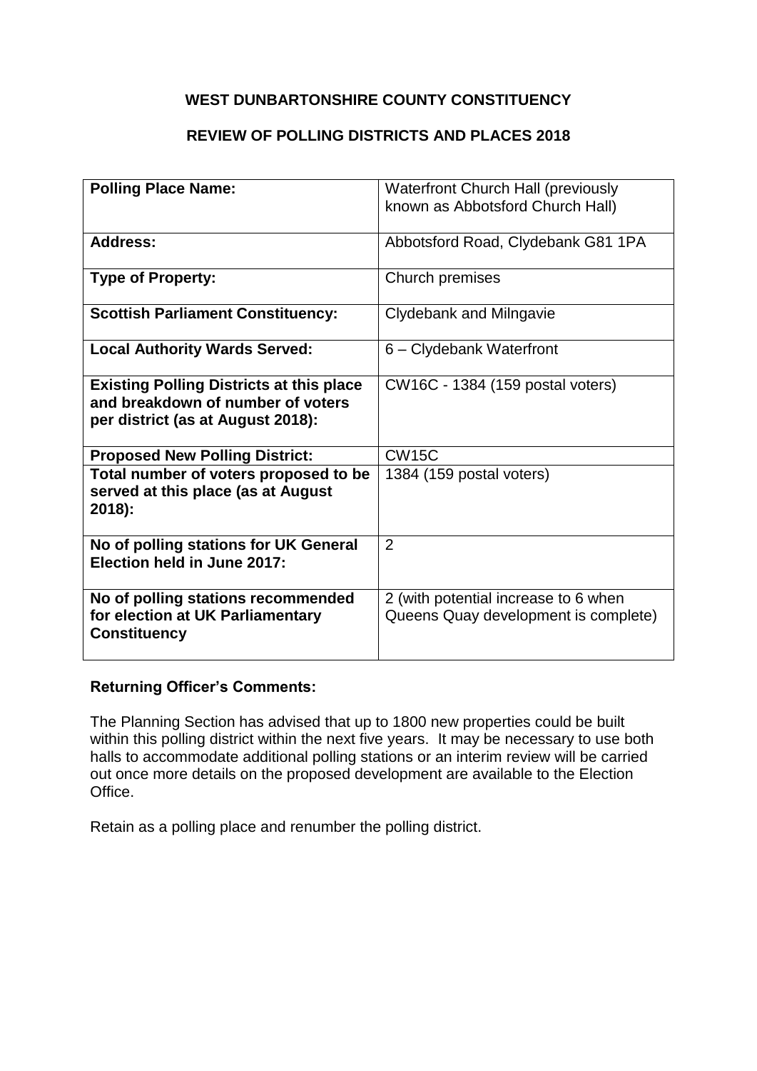**WEST DUNBARTONSHIRE COUNTY CONSTITUENCY**

**REVIEW OF POLLING DISTRICTS AND PLACES 2018**

| | |
|---|---|
| **Polling Place Name:** | Waterfront Church Hall (previously known as Abbotsford Church Hall) |
| **Address:** | Abbotsford Road, Clydebank G81 1PA |
| **Type of Property:** | Church premises |
| **Scottish Parliament Constituency:** | Clydebank and Milngavie |
| **Local Authority Wards Served:** | 6 – Clydebank Waterfront |
| **Existing Polling Districts at this place and breakdown of number of voters per district (as at August 2018):** | CW16C - 1384 (159 postal voters) |
| **Proposed New Polling District:** | CW15C |
| **Total number of voters proposed to be served at this place (as at August 2018):** | 1384 (159 postal voters) |
| **No of polling stations for UK General Election held in June 2017:** | 2 |
| **No of polling stations recommended for election at UK Parliamentary Constituency** | 2 (with potential increase to 6 when Queens Quay development is complete) |

**Returning Officer's Comments:**

The Planning Section has advised that up to 1800 new properties could be built within this polling district within the next five years. It may be necessary to use both halls to accommodate additional polling stations or an interim review will be carried out once more details on the proposed development are available to the Election Office.

Retain as a polling place and renumber the polling district.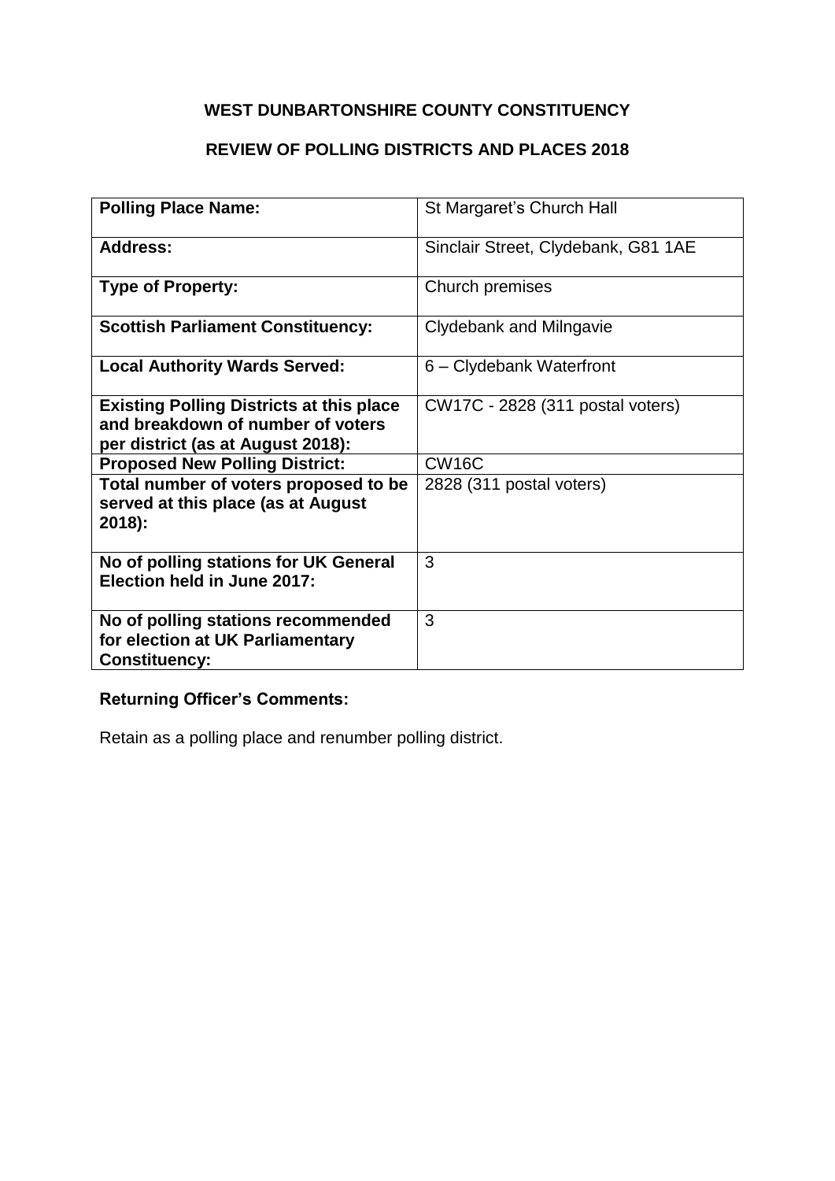**WEST DUNBARTONSHIRE COUNTY CONSTITUENCY**

**REVIEW OF POLLING DISTRICTS AND PLACES 2018**

| | |
|---|---|
| **Polling Place Name:** | St Margaret's Church Hall |
| **Address:** | Sinclair Street, Clydebank, G81 1AE |
| **Type of Property:** | Church premises |
| **Scottish Parliament Constituency:** | Clydebank and Milngavie |
| **Local Authority Wards Served:** | 6 – Clydebank Waterfront |
| **Existing Polling Districts at this place and breakdown of number of voters per district (as at August 2018):** | CW17C - 2828 (311 postal voters) |
| **Proposed New Polling District:** | CW16C |
| **Total number of voters proposed to be served at this place (as at August 2018):** | 2828 (311 postal voters) |
| **No of polling stations for UK General Election held in June 2017:** | 3 |
| **No of polling stations recommended for election at UK Parliamentary Constituency:** | 3 |

**Returning Officer's Comments:**

Retain as a polling place and renumber polling district.